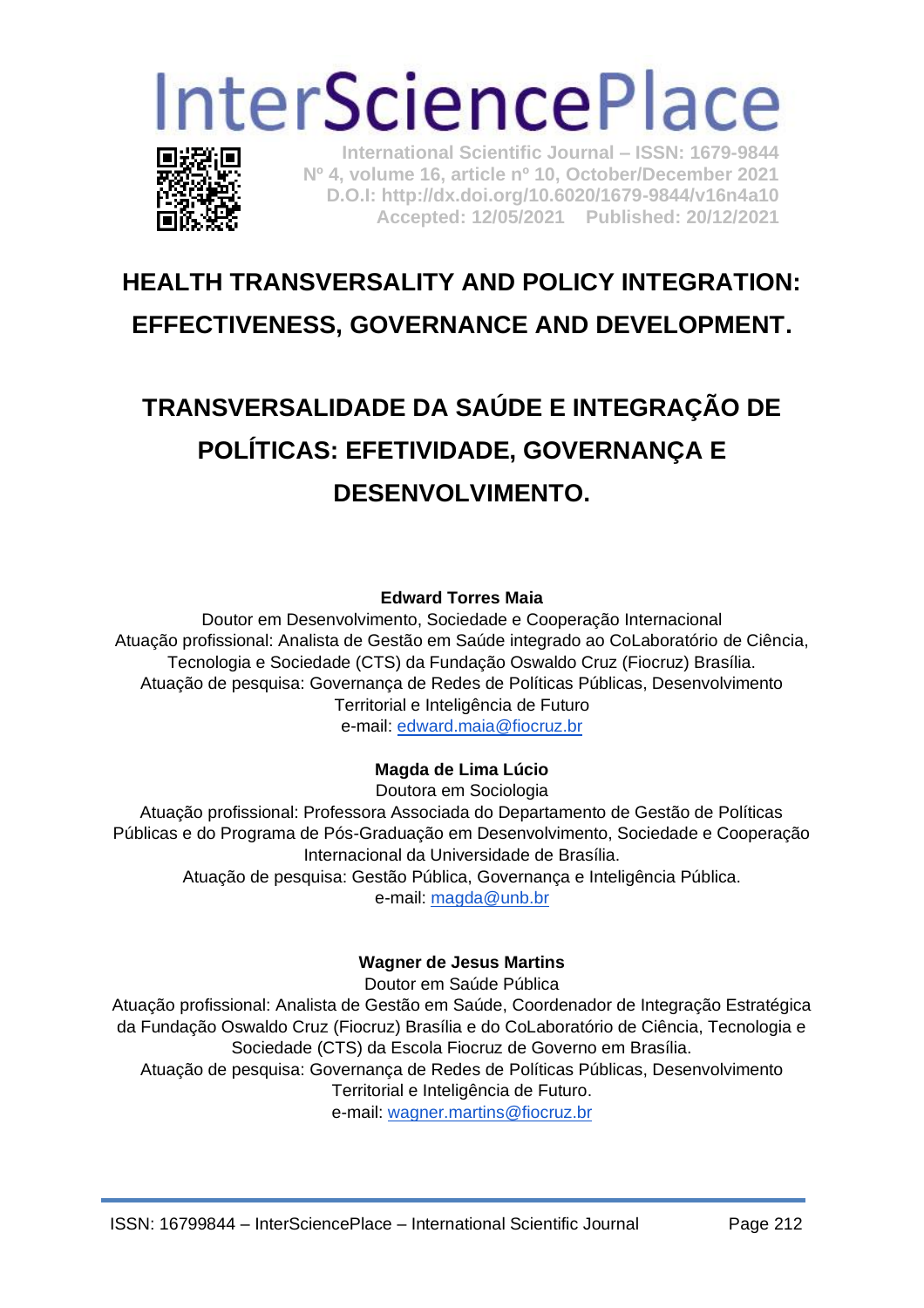# InterSciencePlace

**International Scientific Journal – ISSN: 1679-9844**
**Nº 4, volume 16, article nº 10, October/December 2021**
**D.O.I: http://dx.doi.org/10.6020/1679-9844/v16n4a10**
**Accepted: 12/05/2021 Published: 20/12/2021**

# HEALTH TRANSVERSALITY AND POLICY INTEGRATION: EFFECTIVENESS, GOVERNANCE AND DEVELOPMENT.

# TRANSVERSALIDADE DA SAÚDE E INTEGRAÇÃO DE POLÍTICAS: EFETIVIDADE, GOVERNANÇA E DESENVOLVIMENTO.

**Edward Torres Maia**
Doutor em Desenvolvimento, Sociedade e Cooperação Internacional
Atuação profissional: Analista de Gestão em Saúde integrado ao CoLaboratório de Ciência, Tecnologia e Sociedade (CTS) da Fundação Oswaldo Cruz (Fiocruz) Brasília.
Atuação de pesquisa: Governança de Redes de Políticas Públicas, Desenvolvimento Territorial e Inteligência de Futuro
e-mail: edward.maia@fiocruz.br

**Magda de Lima Lúcio**
Doutora em Sociologia
Atuação profissional: Professora Associada do Departamento de Gestão de Políticas Públicas e do Programa de Pós-Graduação em Desenvolvimento, Sociedade e Cooperação Internacional da Universidade de Brasília.
Atuação de pesquisa: Gestão Pública, Governança e Inteligência Pública.
e-mail: magda@unb.br

**Wagner de Jesus Martins**
Doutor em Saúde Pública
Atuação profissional: Analista de Gestão em Saúde, Coordenador de Integração Estratégica da Fundação Oswaldo Cruz (Fiocruz) Brasília e do CoLaboratório de Ciência, Tecnologia e Sociedade (CTS) da Escola Fiocruz de Governo em Brasília.
Atuação de pesquisa: Governança de Redes de Políticas Públicas, Desenvolvimento Territorial e Inteligência de Futuro.
e-mail: wagner.martins@fiocruz.br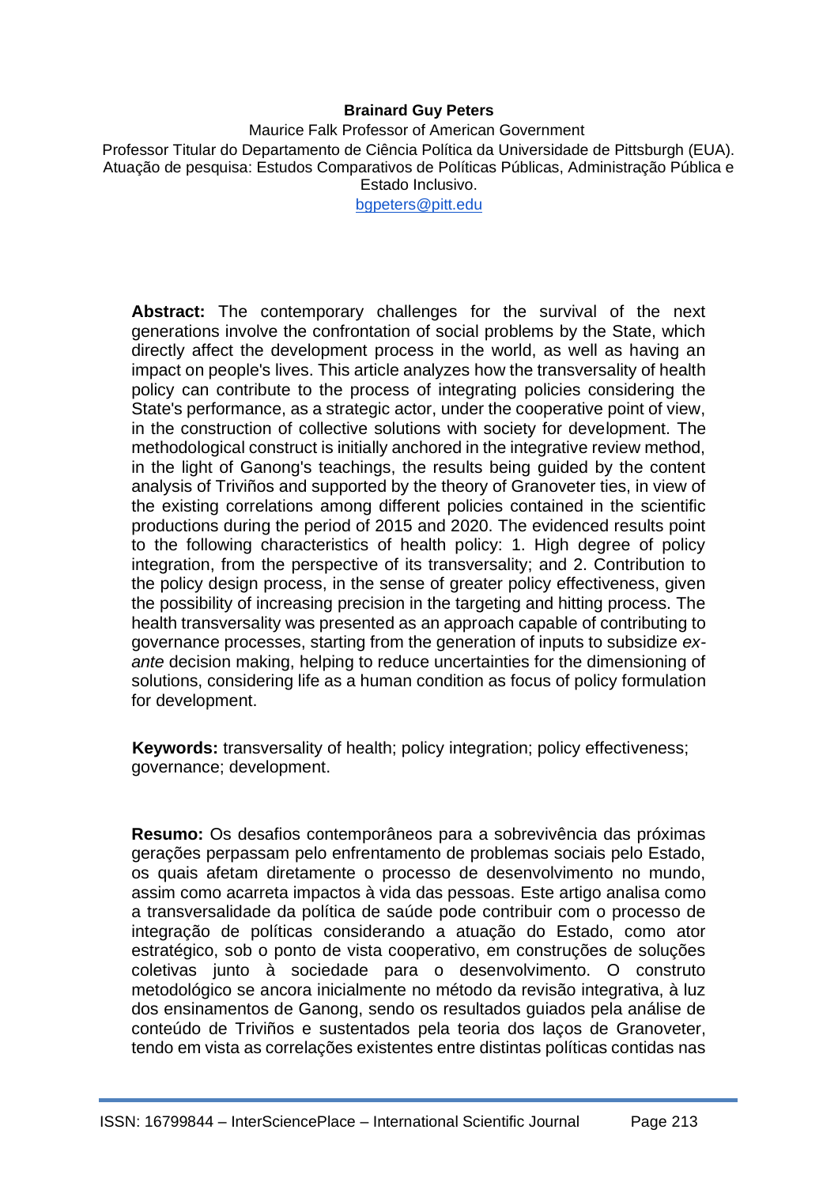**Brainard Guy Peters**

Maurice Falk Professor of American Government

Professor Titular do Departamento de Ciência Política da Universidade de Pittsburgh (EUA). Atuação de pesquisa: Estudos Comparativos de Políticas Públicas, Administração Pública e Estado Inclusivo.

bgpeters@pitt.edu

**Abstract:** The contemporary challenges for the survival of the next generations involve the confrontation of social problems by the State, which directly affect the development process in the world, as well as having an impact on people's lives. This article analyzes how the transversality of health policy can contribute to the process of integrating policies considering the State's performance, as a strategic actor, under the cooperative point of view, in the construction of collective solutions with society for development. The methodological construct is initially anchored in the integrative review method, in the light of Ganong's teachings, the results being guided by the content analysis of Triviños and supported by the theory of Granoveter ties, in view of the existing correlations among different policies contained in the scientific productions during the period of 2015 and 2020. The evidenced results point to the following characteristics of health policy: 1. High degree of policy integration, from the perspective of its transversality; and 2. Contribution to the policy design process, in the sense of greater policy effectiveness, given the possibility of increasing precision in the targeting and hitting process. The health transversality was presented as an approach capable of contributing to governance processes, starting from the generation of inputs to subsidize *ex-ante* decision making, helping to reduce uncertainties for the dimensioning of solutions, considering life as a human condition as focus of policy formulation for development.

**Keywords:** transversality of health; policy integration; policy effectiveness; governance; development.

**Resumo:** Os desafios contemporâneos para a sobrevivência das próximas gerações perpassam pelo enfrentamento de problemas sociais pelo Estado, os quais afetam diretamente o processo de desenvolvimento no mundo, assim como acarreta impactos à vida das pessoas. Este artigo analisa como a transversalidade da política de saúde pode contribuir com o processo de integração de políticas considerando a atuação do Estado, como ator estratégico, sob o ponto de vista cooperativo, em construções de soluções coletivas junto à sociedade para o desenvolvimento. O construto metodológico se ancora inicialmente no método da revisão integrativa, à luz dos ensinamentos de Ganong, sendo os resultados guiados pela análise de conteúdo de Triviños e sustentados pela teoria dos laços de Granoveter, tendo em vista as correlações existentes entre distintas políticas contidas nas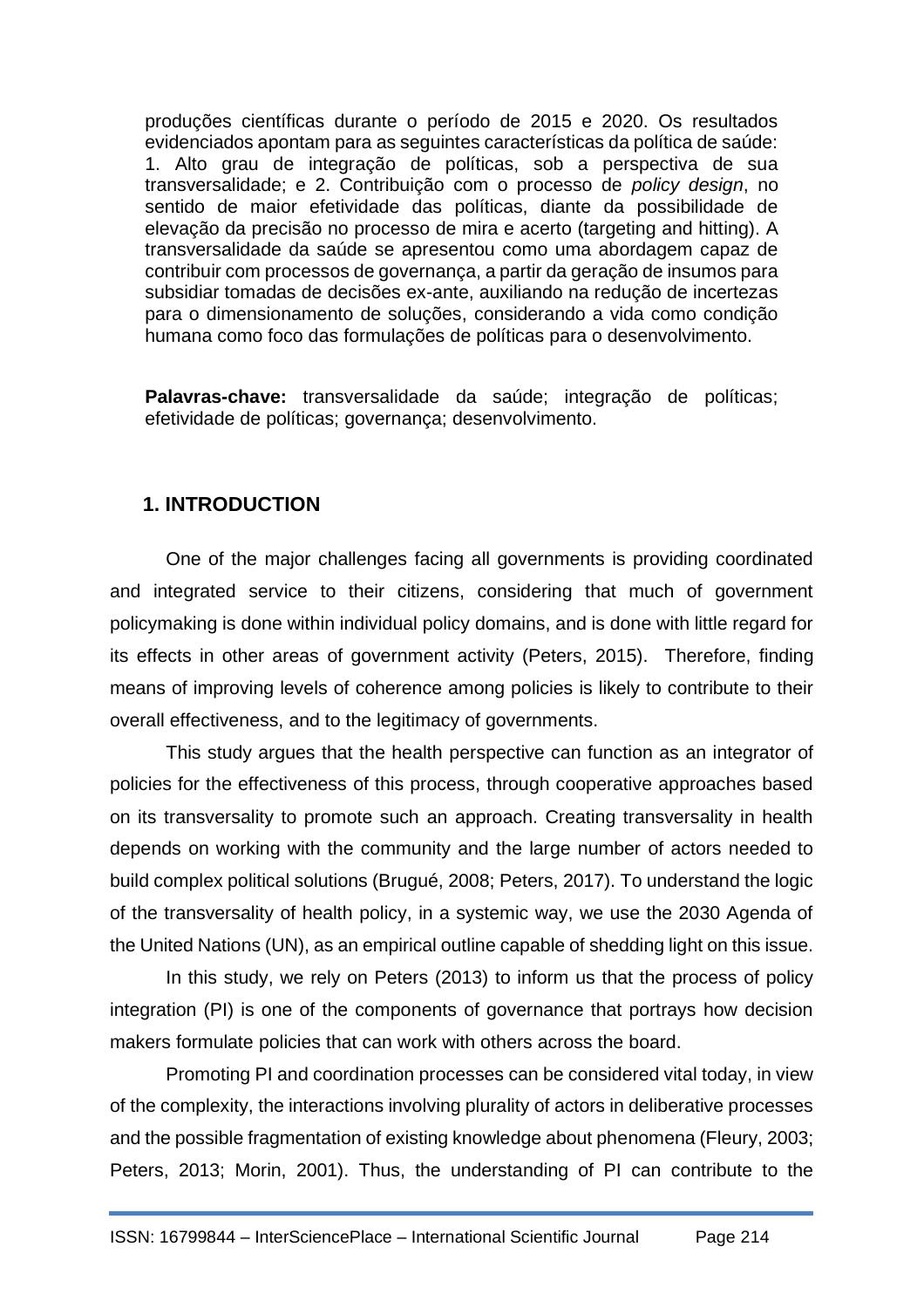produções científicas durante o período de 2015 e 2020. Os resultados evidenciados apontam para as seguintes características da política de saúde: 1. Alto grau de integração de políticas, sob a perspectiva de sua transversalidade; e 2. Contribuição com o processo de *policy design*, no sentido de maior efetividade das políticas, diante da possibilidade de elevação da precisão no processo de mira e acerto (targeting and hitting). A transversalidade da saúde se apresentou como uma abordagem capaz de contribuir com processos de governança, a partir da geração de insumos para subsidiar tomadas de decisões ex-ante, auxiliando na redução de incertezas para o dimensionamento de soluções, considerando a vida como condição humana como foco das formulações de políticas para o desenvolvimento.

**Palavras-chave:** transversalidade da saúde; integração de políticas; efetividade de políticas; governança; desenvolvimento.

## 1. INTRODUCTION

One of the major challenges facing all governments is providing coordinated and integrated service to their citizens, considering that much of government policymaking is done within individual policy domains, and is done with little regard for its effects in other areas of government activity (Peters, 2015). Therefore, finding means of improving levels of coherence among policies is likely to contribute to their overall effectiveness, and to the legitimacy of governments.

This study argues that the health perspective can function as an integrator of policies for the effectiveness of this process, through cooperative approaches based on its transversality to promote such an approach. Creating transversality in health depends on working with the community and the large number of actors needed to build complex political solutions (Brugué, 2008; Peters, 2017). To understand the logic of the transversality of health policy, in a systemic way, we use the 2030 Agenda of the United Nations (UN), as an empirical outline capable of shedding light on this issue.

In this study, we rely on Peters (2013) to inform us that the process of policy integration (PI) is one of the components of governance that portrays how decision makers formulate policies that can work with others across the board.

Promoting PI and coordination processes can be considered vital today, in view of the complexity, the interactions involving plurality of actors in deliberative processes and the possible fragmentation of existing knowledge about phenomena (Fleury, 2003; Peters, 2013; Morin, 2001). Thus, the understanding of PI can contribute to the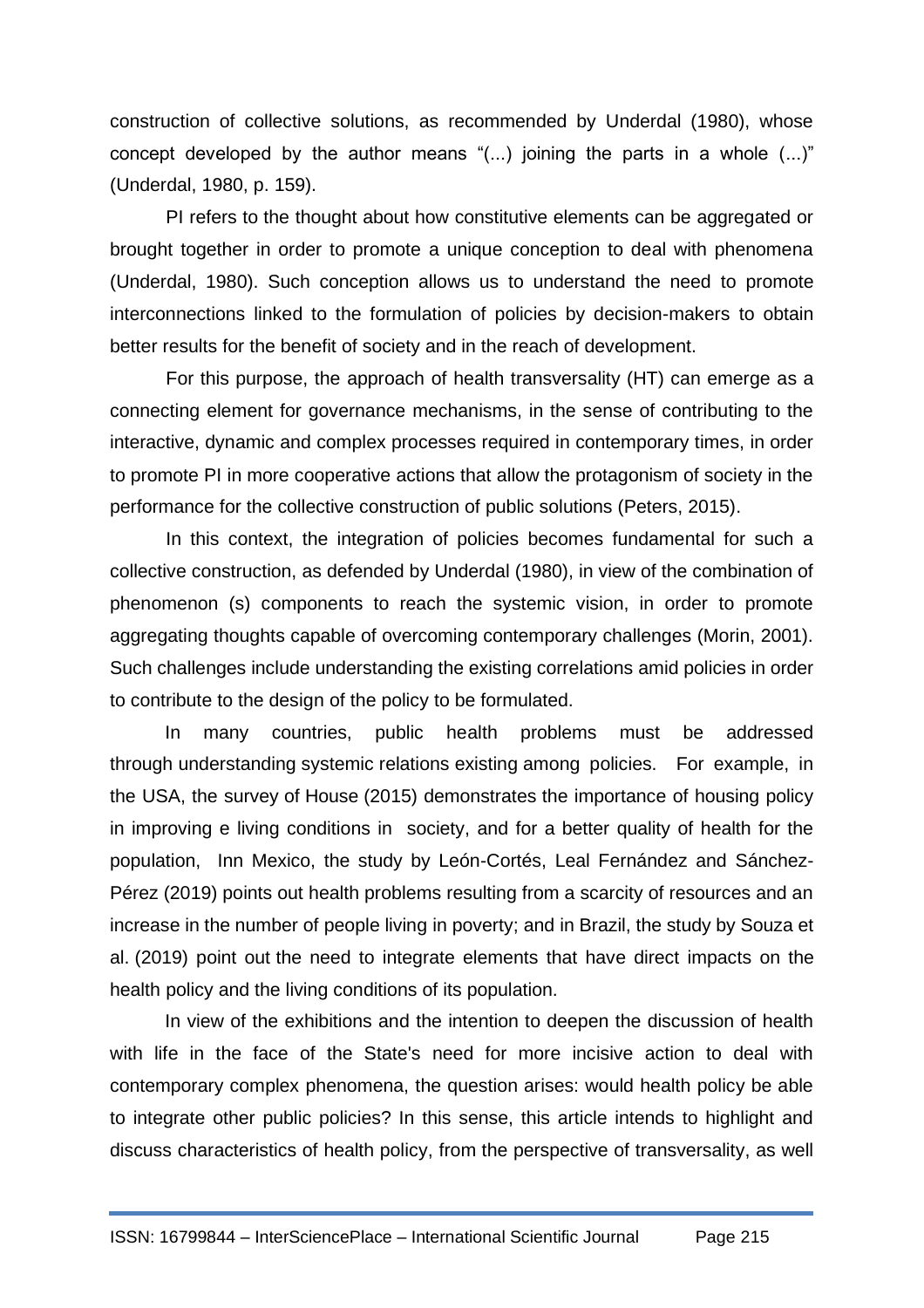construction of collective solutions, as recommended by Underdal (1980), whose concept developed by the author means "(...) joining the parts in a whole (...)" (Underdal, 1980, p. 159).

PI refers to the thought about how constitutive elements can be aggregated or brought together in order to promote a unique conception to deal with phenomena (Underdal, 1980). Such conception allows us to understand the need to promote interconnections linked to the formulation of policies by decision-makers to obtain better results for the benefit of society and in the reach of development.

For this purpose, the approach of health transversality (HT) can emerge as a connecting element for governance mechanisms, in the sense of contributing to the interactive, dynamic and complex processes required in contemporary times, in order to promote PI in more cooperative actions that allow the protagonism of society in the performance for the collective construction of public solutions (Peters, 2015).

In this context, the integration of policies becomes fundamental for such a collective construction, as defended by Underdal (1980), in view of the combination of phenomenon (s) components to reach the systemic vision, in order to promote aggregating thoughts capable of overcoming contemporary challenges (Morin, 2001). Such challenges include understanding the existing correlations amid policies in order to contribute to the design of the policy to be formulated.

In many countries, public health problems must be addressed through understanding systemic relations existing among policies. For example, in the USA, the survey of House (2015) demonstrates the importance of housing policy in improving e living conditions in society, and for a better quality of health for the population, Inn Mexico, the study by León-Cortés, Leal Fernández and Sánchez-Pérez (2019) points out health problems resulting from a scarcity of resources and an increase in the number of people living in poverty; and in Brazil, the study by Souza et al. (2019) point out the need to integrate elements that have direct impacts on the health policy and the living conditions of its population.

In view of the exhibitions and the intention to deepen the discussion of health with life in the face of the State's need for more incisive action to deal with contemporary complex phenomena, the question arises: would health policy be able to integrate other public policies? In this sense, this article intends to highlight and discuss characteristics of health policy, from the perspective of transversality, as well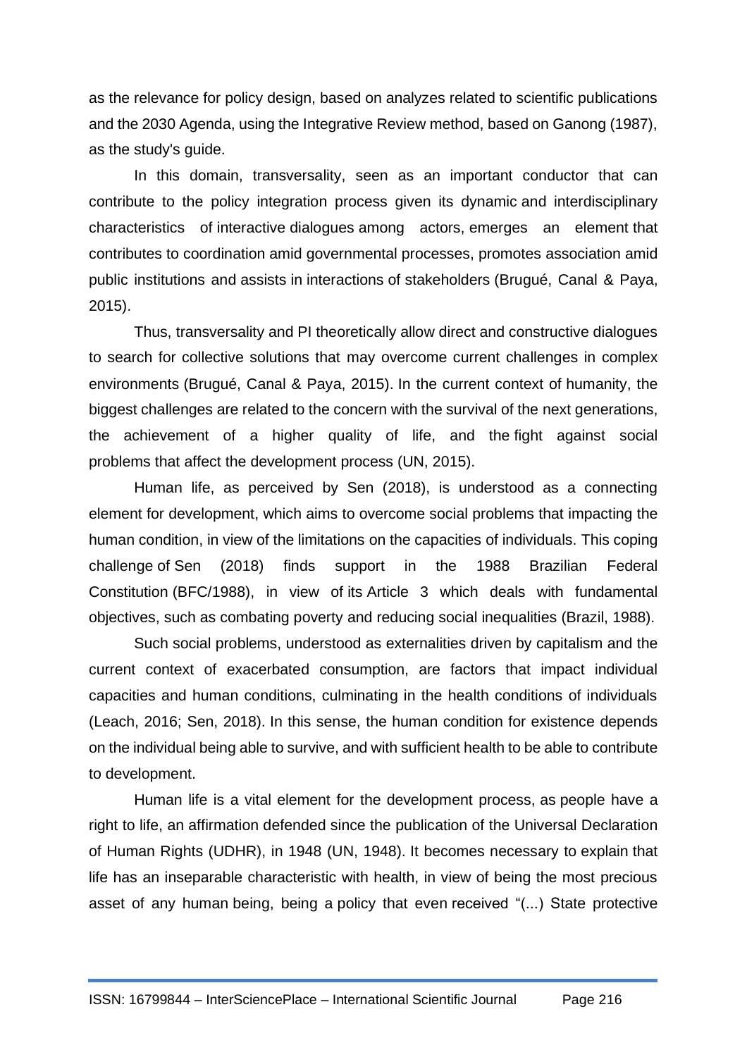as the relevance for policy design, based on analyzes related to scientific publications and the 2030 Agenda, using the Integrative Review method, based on Ganong (1987), as the study's guide.

In this domain, transversality, seen as an important conductor that can contribute to the policy integration process given its dynamic and interdisciplinary characteristics of interactive dialogues among actors, emerges an element that contributes to coordination amid governmental processes, promotes association amid public institutions and assists in interactions of stakeholders (Brugué, Canal & Paya, 2015).

Thus, transversality and PI theoretically allow direct and constructive dialogues to search for collective solutions that may overcome current challenges in complex environments (Brugué, Canal & Paya, 2015). In the current context of humanity, the biggest challenges are related to the concern with the survival of the next generations, the achievement of a higher quality of life, and the fight against social problems that affect the development process (UN, 2015).

Human life, as perceived by Sen (2018), is understood as a connecting element for development, which aims to overcome social problems that impacting the human condition, in view of the limitations on the capacities of individuals. This coping challenge of Sen (2018) finds support in the 1988 Brazilian Federal Constitution (BFC/1988), in view of its Article 3 which deals with fundamental objectives, such as combating poverty and reducing social inequalities (Brazil, 1988).

Such social problems, understood as externalities driven by capitalism and the current context of exacerbated consumption, are factors that impact individual capacities and human conditions, culminating in the health conditions of individuals (Leach, 2016; Sen, 2018). In this sense, the human condition for existence depends on the individual being able to survive, and with sufficient health to be able to contribute to development.

Human life is a vital element for the development process, as people have a right to life, an affirmation defended since the publication of the Universal Declaration of Human Rights (UDHR), in 1948 (UN, 1948). It becomes necessary to explain that life has an inseparable characteristic with health, in view of being the most precious asset of any human being, being a policy that even received "(...) State protective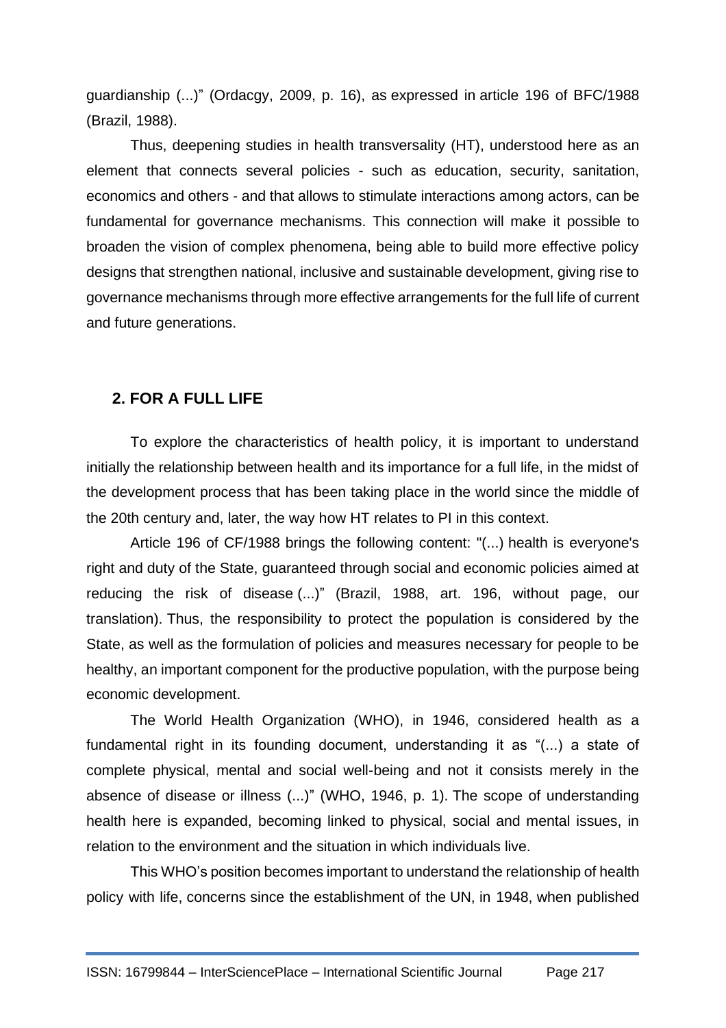guardianship (...)" (Ordacgy, 2009, p. 16), as expressed in article 196 of BFC/1988 (Brazil, 1988).

Thus, deepening studies in health transversality (HT), understood here as an element that connects several policies - such as education, security, sanitation, economics and others - and that allows to stimulate interactions among actors, can be fundamental for governance mechanisms. This connection will make it possible to broaden the vision of complex phenomena, being able to build more effective policy designs that strengthen national, inclusive and sustainable development, giving rise to governance mechanisms through more effective arrangements for the full life of current and future generations.

## 2. FOR A FULL LIFE

To explore the characteristics of health policy, it is important to understand initially the relationship between health and its importance for a full life, in the midst of the development process that has been taking place in the world since the middle of the 20th century and, later, the way how HT relates to PI in this context.

Article 196 of CF/1988 brings the following content: "(...) health is everyone's right and duty of the State, guaranteed through social and economic policies aimed at reducing the risk of disease (...)" (Brazil, 1988, art. 196, without page, our translation). Thus, the responsibility to protect the population is considered by the State, as well as the formulation of policies and measures necessary for people to be healthy, an important component for the productive population, with the purpose being economic development.

The World Health Organization (WHO), in 1946, considered health as a fundamental right in its founding document, understanding it as "(...) a state of complete physical, mental and social well-being and not it consists merely in the absence of disease or illness (...)" (WHO, 1946, p. 1). The scope of understanding health here is expanded, becoming linked to physical, social and mental issues, in relation to the environment and the situation in which individuals live.

This WHO's position becomes important to understand the relationship of health policy with life, concerns since the establishment of the UN, in 1948, when published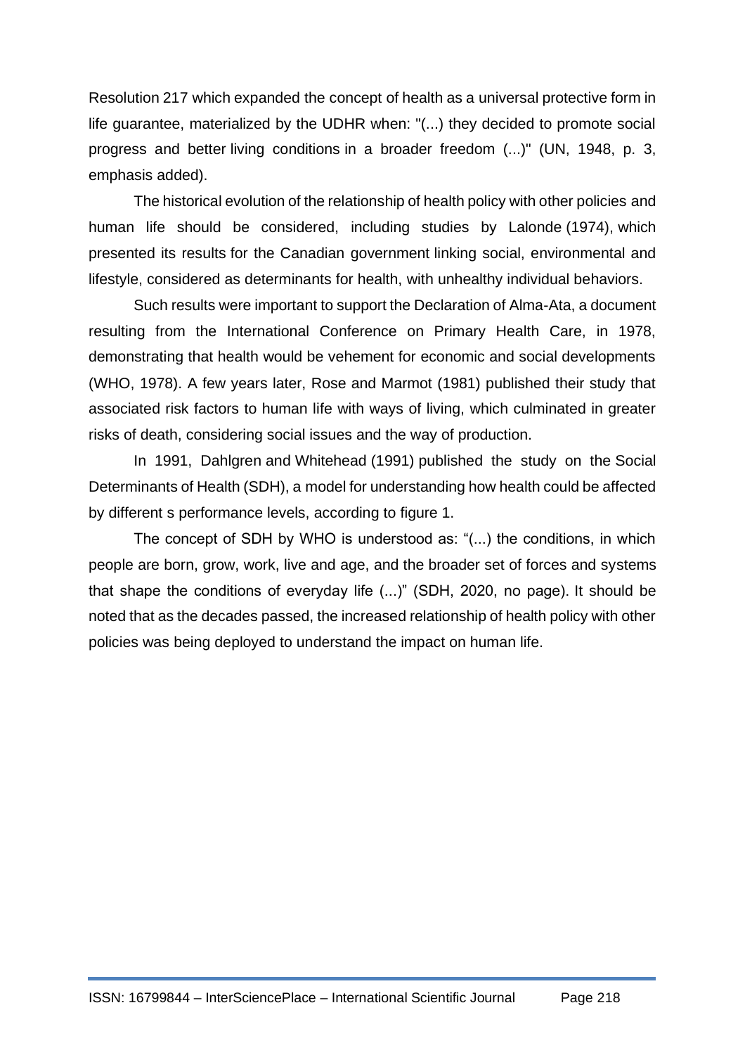Resolution 217 which expanded the concept of health as a universal protective form in life guarantee, materialized by the UDHR when: "(...) they decided to promote social progress and better living conditions in a broader freedom (...)" (UN, 1948, p. 3, emphasis added).

The historical evolution of the relationship of health policy with other policies and human life should be considered, including studies by Lalonde (1974), which presented its results for the Canadian government linking social, environmental and lifestyle, considered as determinants for health, with unhealthy individual behaviors.

Such results were important to support the Declaration of Alma-Ata, a document resulting from the International Conference on Primary Health Care, in 1978, demonstrating that health would be vehement for economic and social developments (WHO, 1978). A few years later, Rose and Marmot (1981) published their study that associated risk factors to human life with ways of living, which culminated in greater risks of death, considering social issues and the way of production.

In 1991, Dahlgren and Whitehead (1991) published the study on the Social Determinants of Health (SDH), a model for understanding how health could be affected by different s performance levels, according to figure 1.

The concept of SDH by WHO is understood as: "(...) the conditions, in which people are born, grow, work, live and age, and the broader set of forces and systems that shape the conditions of everyday life (...)" (SDH, 2020, no page). It should be noted that as the decades passed, the increased relationship of health policy with other policies was being deployed to understand the impact on human life.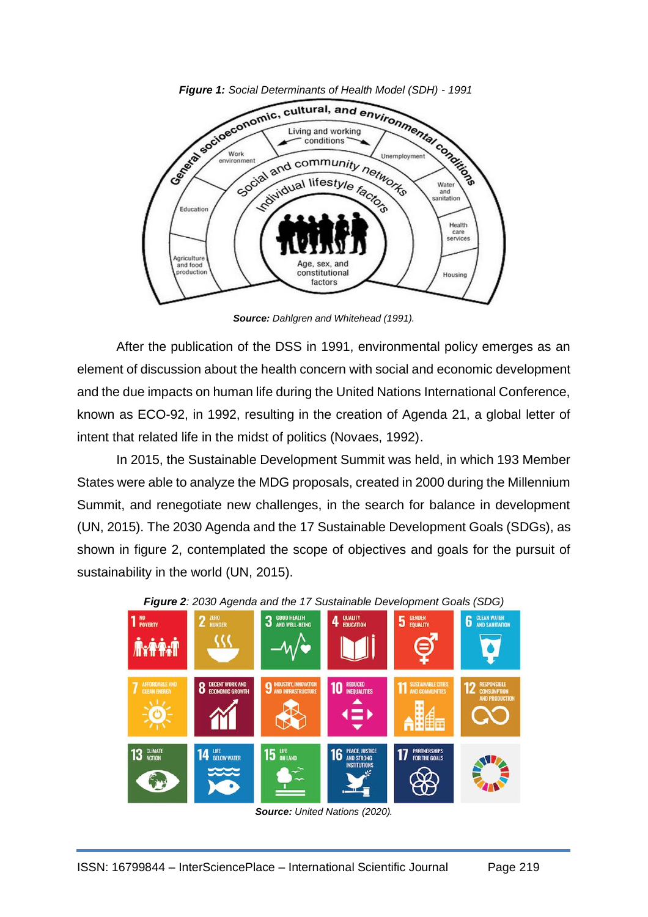***Figure 1:*** *Social Determinants of Health Model (SDH) - 1991*

***Source:*** *Dahlgren and Whitehead (1991).*

After the publication of the DSS in 1991, environmental policy emerges as an element of discussion about the health concern with social and economic development and the due impacts on human life during the United Nations International Conference, known as ECO-92, in 1992, resulting in the creation of Agenda 21, a global letter of intent that related life in the midst of politics (Novaes, 1992).

In 2015, the Sustainable Development Summit was held, in which 193 Member States were able to analyze the MDG proposals, created in 2000 during the Millennium Summit, and renegotiate new challenges, in the search for balance in development (UN, 2015). The 2030 Agenda and the 17 Sustainable Development Goals (SDGs), as shown in figure 2, contemplated the scope of objectives and goals for the pursuit of sustainability in the world (UN, 2015).

***Figure 2****: 2030 Agenda and the 17 Sustainable Development Goals (SDG)*

***Source:*** *United Nations (2020).*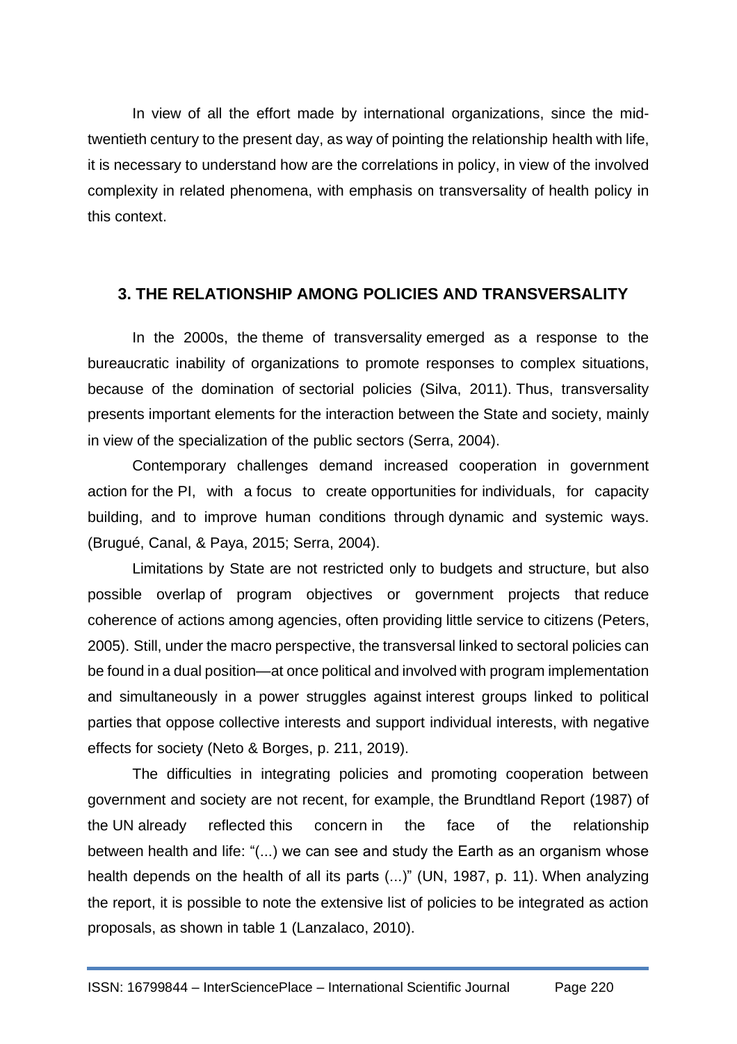In view of all the effort made by international organizations, since the mid-twentieth century to the present day, as way of pointing the relationship health with life, it is necessary to understand how are the correlations in policy, in view of the involved complexity in related phenomena, with emphasis on transversality of health policy in this context.

## 3. THE RELATIONSHIP AMONG POLICIES AND TRANSVERSALITY

In the 2000s, the theme of transversality emerged as a response to the bureaucratic inability of organizations to promote responses to complex situations, because of the domination of sectorial policies (Silva, 2011). Thus, transversality presents important elements for the interaction between the State and society, mainly in view of the specialization of the public sectors (Serra, 2004).

Contemporary challenges demand increased cooperation in government action for the PI, with a focus to create opportunities for individuals, for capacity building, and to improve human conditions through dynamic and systemic ways. (Brugué, Canal, & Paya, 2015; Serra, 2004).

Limitations by State are not restricted only to budgets and structure, but also possible overlap of program objectives or government projects that reduce coherence of actions among agencies, often providing little service to citizens (Peters, 2005). Still, under the macro perspective, the transversal linked to sectoral policies can be found in a dual position—at once political and involved with program implementation and simultaneously in a power struggles against interest groups linked to political parties that oppose collective interests and support individual interests, with negative effects for society (Neto & Borges, p. 211, 2019).

The difficulties in integrating policies and promoting cooperation between government and society are not recent, for example, the Brundtland Report (1987) of the UN already reflected this concern in the face of the relationship between health and life: "(...) we can see and study the Earth as an organism whose health depends on the health of all its parts (...)" (UN, 1987, p. 11). When analyzing the report, it is possible to note the extensive list of policies to be integrated as action proposals, as shown in table 1 (Lanzalaco, 2010).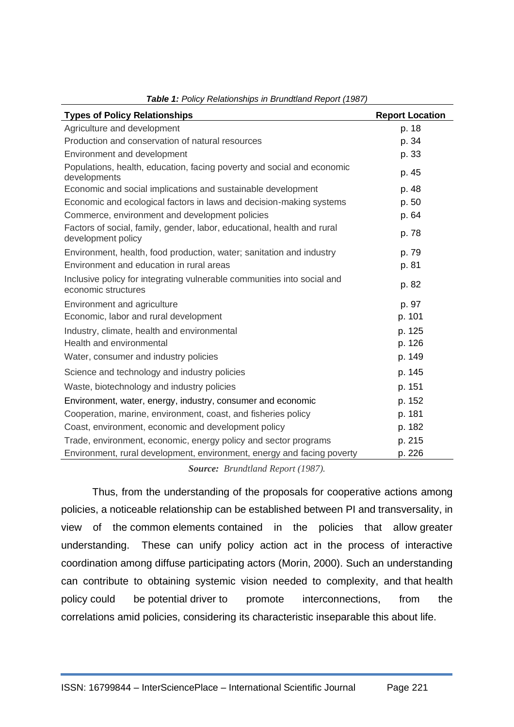***Table 1:*** *Policy Relationships in Brundtland Report (1987)*

| Types of Policy Relationships | Report Location |
|---|---|
| Agriculture and development | p. 18 |
| Production and conservation of natural resources | p. 34 |
| Environment and development | p. 33 |
| Populations, health, education, facing poverty and social and economic developments | p. 45 |
| Economic and social implications and sustainable development | p. 48 |
| Economic and ecological factors in laws and decision-making systems | p. 50 |
| Commerce, environment and development policies | p. 64 |
| Factors of social, family, gender, labor, educational, health and rural development policy | p. 78 |
| Environment, health, food production, water; sanitation and industry | p. 79 |
| Environment and education in rural areas | p. 81 |
| Inclusive policy for integrating vulnerable communities into social and economic structures | p. 82 |
| Environment and agriculture | p. 97 |
| Economic, labor and rural development | p. 101 |
| Industry, climate, health and environmental | p. 125 |
| Health and environmental | p. 126 |
| Water, consumer and industry policies | p. 149 |
| Science and technology and industry policies | p. 145 |
| Waste, biotechnology and industry policies | p. 151 |
| Environment, water, energy, industry, consumer and economic | p. 152 |
| Cooperation, marine, environment, coast, and fisheries policy | p. 181 |
| Coast, environment, economic and development policy | p. 182 |
| Trade, environment, economic, energy policy and sector programs | p. 215 |
| Environment, rural development, environment, energy and facing poverty | p. 226 |

***Source:*** *Brundtland Report (1987).*

Thus, from the understanding of the proposals for cooperative actions among policies, a noticeable relationship can be established between PI and transversality, in view of the common elements contained in the policies that allow greater understanding. These can unify policy action act in the process of interactive coordination among diffuse participating actors (Morin, 2000). Such an understanding can contribute to obtaining systemic vision needed to complexity, and that health policy could be potential driver to promote interconnections, from the correlations amid policies, considering its characteristic inseparable this about life.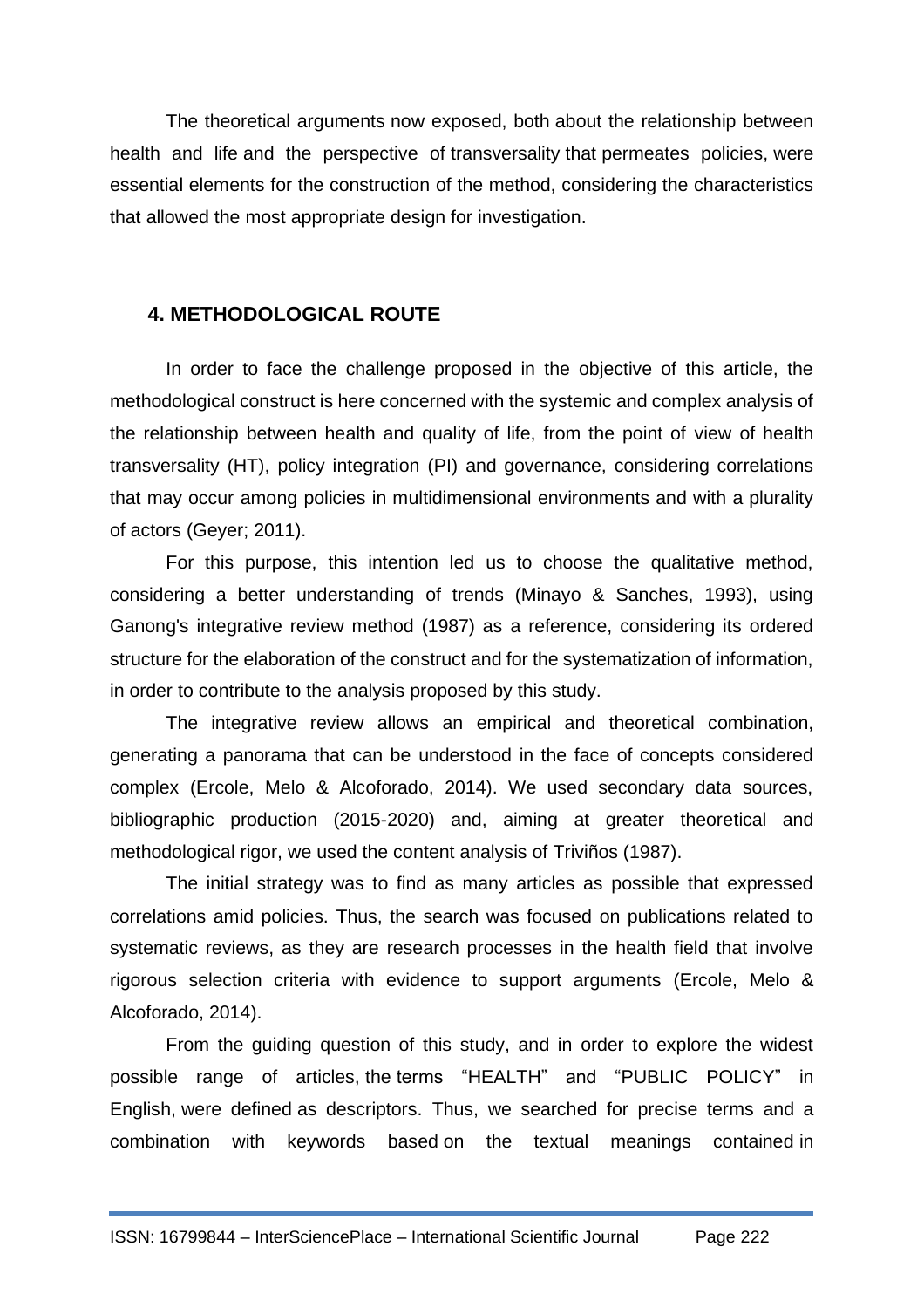The theoretical arguments now exposed, both about the relationship between health and life and the perspective of transversality that permeates policies, were essential elements for the construction of the method, considering the characteristics that allowed the most appropriate design for investigation.

## 4. METHODOLOGICAL ROUTE

In order to face the challenge proposed in the objective of this article, the methodological construct is here concerned with the systemic and complex analysis of the relationship between health and quality of life, from the point of view of health transversality (HT), policy integration (PI) and governance, considering correlations that may occur among policies in multidimensional environments and with a plurality of actors (Geyer; 2011).

For this purpose, this intention led us to choose the qualitative method, considering a better understanding of trends (Minayo & Sanches, 1993), using Ganong's integrative review method (1987) as a reference, considering its ordered structure for the elaboration of the construct and for the systematization of information, in order to contribute to the analysis proposed by this study.

The integrative review allows an empirical and theoretical combination, generating a panorama that can be understood in the face of concepts considered complex (Ercole, Melo & Alcoforado, 2014). We used secondary data sources, bibliographic production (2015-2020) and, aiming at greater theoretical and methodological rigor, we used the content analysis of Triviños (1987).

The initial strategy was to find as many articles as possible that expressed correlations amid policies. Thus, the search was focused on publications related to systematic reviews, as they are research processes in the health field that involve rigorous selection criteria with evidence to support arguments (Ercole, Melo & Alcoforado, 2014).

From the guiding question of this study, and in order to explore the widest possible range of articles, the terms "HEALTH" and "PUBLIC POLICY" in English, were defined as descriptors. Thus, we searched for precise terms and a combination with keywords based on the textual meanings contained in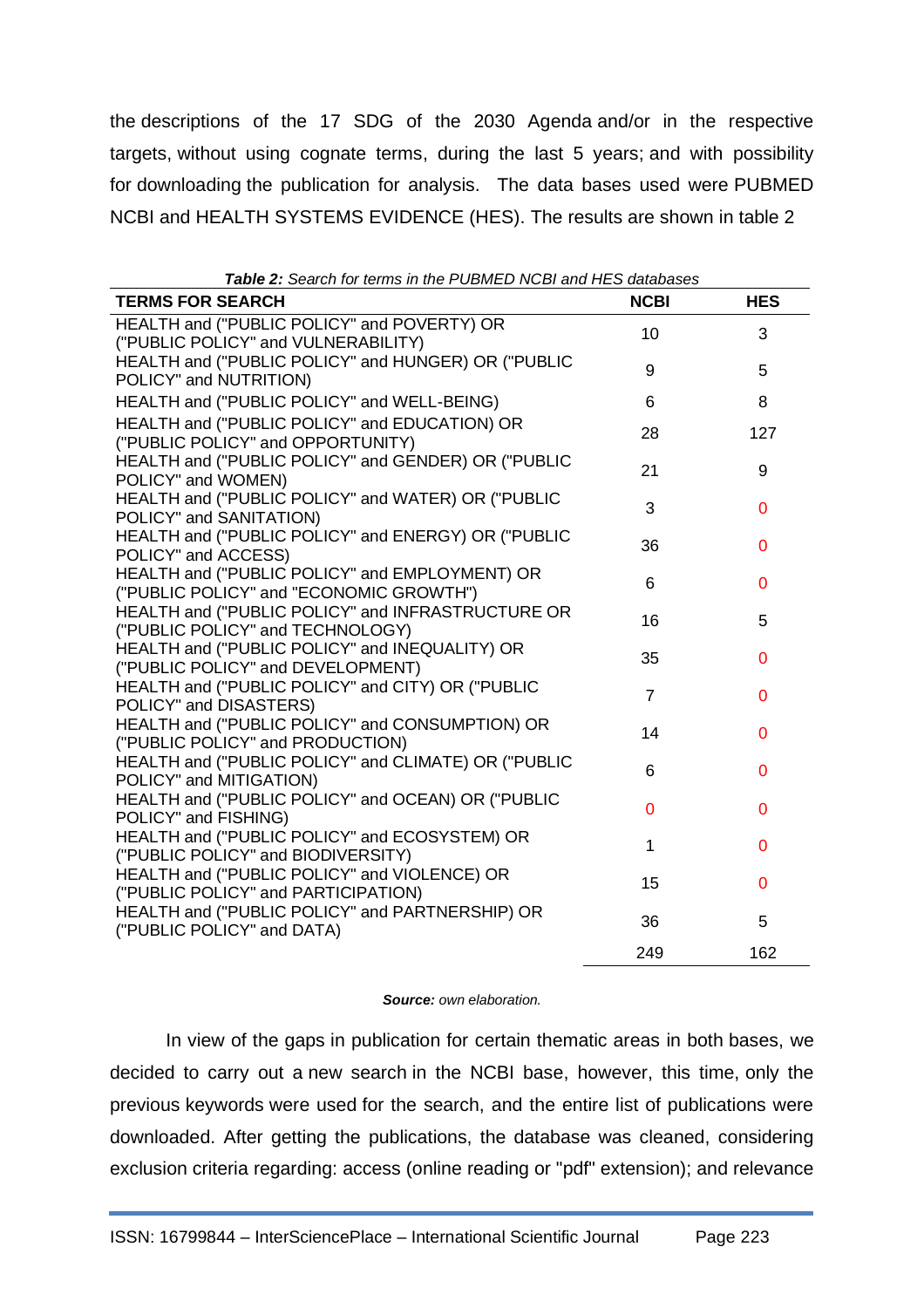the descriptions of the 17 SDG of the 2030 Agenda and/or in the respective targets, without using cognate terms, during the last 5 years; and with possibility for downloading the publication for analysis. The data bases used were PUBMED NCBI and HEALTH SYSTEMS EVIDENCE (HES). The results are shown in table 2

***Table 2:*** *Search for terms in the PUBMED NCBI and HES databases*

| TERMS FOR SEARCH | NCBI | HES |
|---|---|---|
| HEALTH and ("PUBLIC POLICY" and POVERTY) OR ("PUBLIC POLICY" and VULNERABILITY) | 10 | 3 |
| HEALTH and ("PUBLIC POLICY" and HUNGER) OR ("PUBLIC POLICY" and NUTRITION) | 9 | 5 |
| HEALTH and ("PUBLIC POLICY" and WELL-BEING) | 6 | 8 |
| HEALTH and ("PUBLIC POLICY" and EDUCATION) OR ("PUBLIC POLICY" and OPPORTUNITY) | 28 | 127 |
| HEALTH and ("PUBLIC POLICY" and GENDER) OR ("PUBLIC POLICY" and WOMEN) | 21 | 9 |
| HEALTH and ("PUBLIC POLICY" and WATER) OR ("PUBLIC POLICY" and SANITATION) | 3 | 0 |
| HEALTH and ("PUBLIC POLICY" and ENERGY) OR ("PUBLIC POLICY" and ACCESS) | 36 | 0 |
| HEALTH and ("PUBLIC POLICY" and EMPLOYMENT) OR ("PUBLIC POLICY" and "ECONOMIC GROWTH") | 6 | 0 |
| HEALTH and ("PUBLIC POLICY" and INFRASTRUCTURE OR ("PUBLIC POLICY" and TECHNOLOGY) | 16 | 5 |
| HEALTH and ("PUBLIC POLICY" and INEQUALITY) OR ("PUBLIC POLICY" and DEVELOPMENT) | 35 | 0 |
| HEALTH and ("PUBLIC POLICY" and CITY) OR ("PUBLIC POLICY" and DISASTERS) | 7 | 0 |
| HEALTH and ("PUBLIC POLICY" and CONSUMPTION) OR ("PUBLIC POLICY" and PRODUCTION) | 14 | 0 |
| HEALTH and ("PUBLIC POLICY" and CLIMATE) OR ("PUBLIC POLICY" and MITIGATION) | 6 | 0 |
| HEALTH and ("PUBLIC POLICY" and OCEAN) OR ("PUBLIC POLICY" and FISHING) | 0 | 0 |
| HEALTH and ("PUBLIC POLICY" and ECOSYSTEM) OR ("PUBLIC POLICY" and BIODIVERSITY) | 1 | 0 |
| HEALTH and ("PUBLIC POLICY" and VIOLENCE) OR ("PUBLIC POLICY" and PARTICIPATION) | 15 | 0 |
| HEALTH and ("PUBLIC POLICY" and PARTNERSHIP) OR ("PUBLIC POLICY" and DATA) | 36 | 5 |
| | 249 | 162 |

***Source:*** *own elaboration.*

In view of the gaps in publication for certain thematic areas in both bases, we decided to carry out a new search in the NCBI base, however, this time, only the previous keywords were used for the search, and the entire list of publications were downloaded. After getting the publications, the database was cleaned, considering exclusion criteria regarding: access (online reading or "pdf" extension); and relevance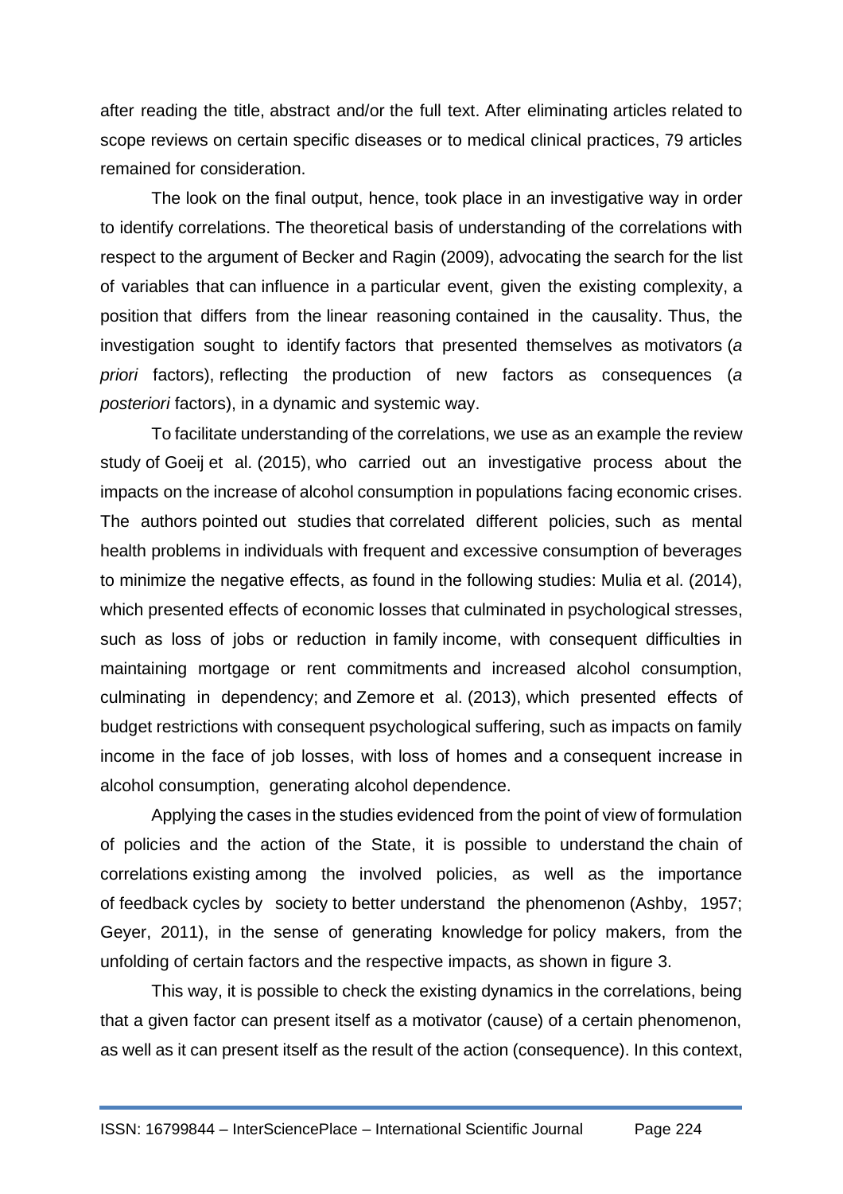after reading the title, abstract and/or the full text. After eliminating articles related to scope reviews on certain specific diseases or to medical clinical practices, 79 articles remained for consideration.

The look on the final output, hence, took place in an investigative way in order to identify correlations. The theoretical basis of understanding of the correlations with respect to the argument of Becker and Ragin (2009), advocating the search for the list of variables that can influence in a particular event, given the existing complexity, a position that differs from the linear reasoning contained in the causality. Thus, the investigation sought to identify factors that presented themselves as motivators (*a priori* factors), reflecting the production of new factors as consequences (*a posteriori* factors), in a dynamic and systemic way.

To facilitate understanding of the correlations, we use as an example the review study of Goeij et al. (2015), who carried out an investigative process about the impacts on the increase of alcohol consumption in populations facing economic crises. The authors pointed out studies that correlated different policies, such as mental health problems in individuals with frequent and excessive consumption of beverages to minimize the negative effects, as found in the following studies: Mulia et al. (2014), which presented effects of economic losses that culminated in psychological stresses, such as loss of jobs or reduction in family income, with consequent difficulties in maintaining mortgage or rent commitments and increased alcohol consumption, culminating in dependency; and Zemore et al. (2013), which presented effects of budget restrictions with consequent psychological suffering, such as impacts on family income in the face of job losses, with loss of homes and a consequent increase in alcohol consumption, generating alcohol dependence.

Applying the cases in the studies evidenced from the point of view of formulation of policies and the action of the State, it is possible to understand the chain of correlations existing among the involved policies, as well as the importance of feedback cycles by society to better understand the phenomenon (Ashby, 1957; Geyer, 2011), in the sense of generating knowledge for policy makers, from the unfolding of certain factors and the respective impacts, as shown in figure 3.

This way, it is possible to check the existing dynamics in the correlations, being that a given factor can present itself as a motivator (cause) of a certain phenomenon, as well as it can present itself as the result of the action (consequence). In this context,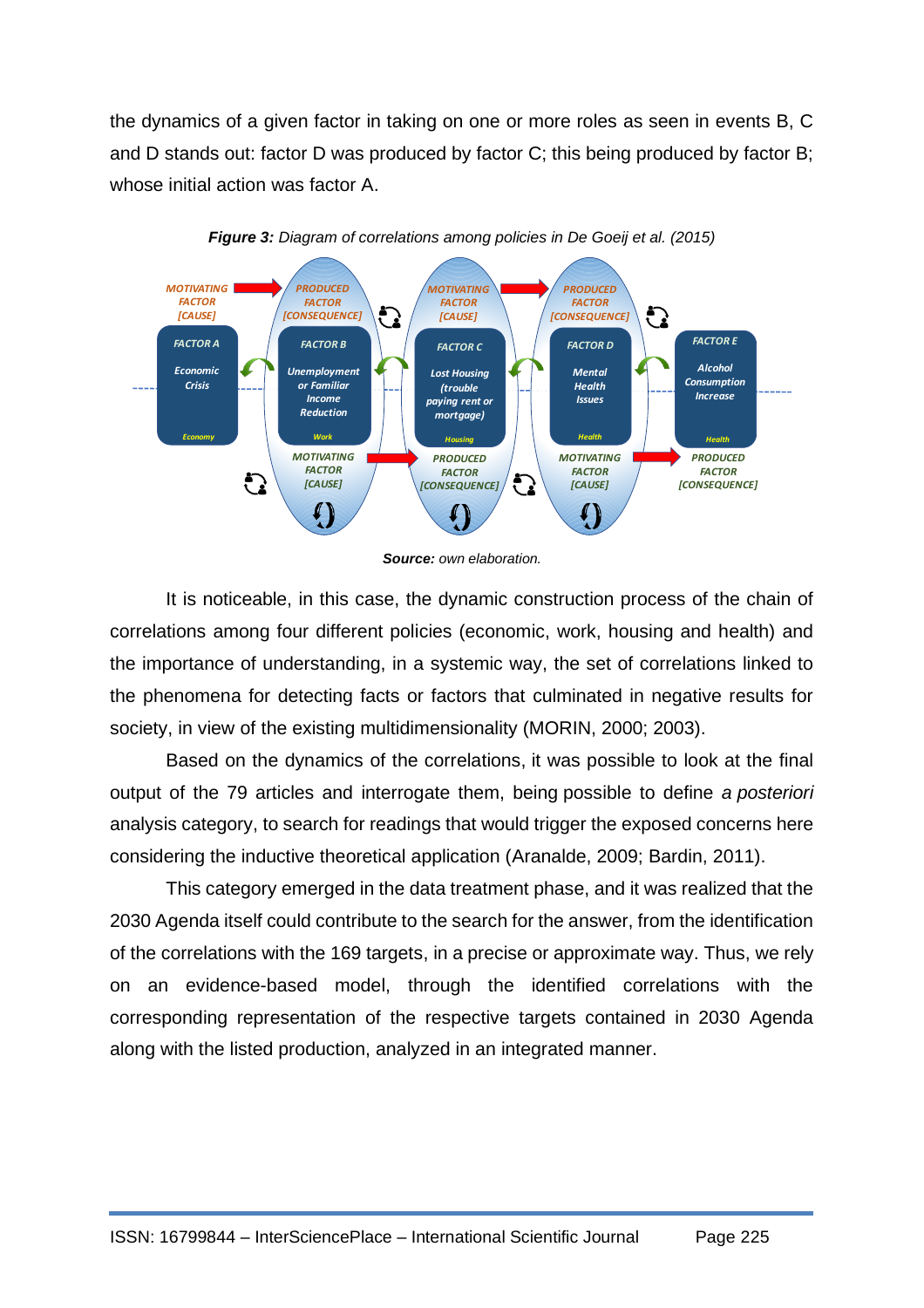the dynamics of a given factor in taking on one or more roles as seen in events B, C and D stands out: factor D was produced by factor C; this being produced by factor B; whose initial action was factor A.

***Figure 3:*** *Diagram of correlations among policies in De Goeij et al. (2015)*

MOTIVATING FACTOR [CAUSE] → PRODUCED FACTOR [CONSEQUENCE] / MOTIVATING FACTOR [CAUSE] → PRODUCED FACTOR [CONSEQUENCE]

FACTOR A — Economic Crisis — Economy

FACTOR B — Unemployment or Familiar Income Reduction — Work

FACTOR C — Lost Housing (trouble paying rent or mortgage) — Housing

FACTOR D — Mental Health Issues — Health

FACTOR E — Alcohol Consumption Increase — Health

MOTIVATING FACTOR [CAUSE] → PRODUCED FACTOR [CONSEQUENCE] / MOTIVATING FACTOR [CAUSE] → PRODUCED FACTOR [CONSEQUENCE]

***Source:*** *own elaboration.*

It is noticeable, in this case, the dynamic construction process of the chain of correlations among four different policies (economic, work, housing and health) and the importance of understanding, in a systemic way, the set of correlations linked to the phenomena for detecting facts or factors that culminated in negative results for society, in view of the existing multidimensionality (MORIN, 2000; 2003).

Based on the dynamics of the correlations, it was possible to look at the final output of the 79 articles and interrogate them, being possible to define *a posteriori* analysis category, to search for readings that would trigger the exposed concerns here considering the inductive theoretical application (Aranalde, 2009; Bardin, 2011).

This category emerged in the data treatment phase, and it was realized that the 2030 Agenda itself could contribute to the search for the answer, from the identification of the correlations with the 169 targets, in a precise or approximate way. Thus, we rely on an evidence-based model, through the identified correlations with the corresponding representation of the respective targets contained in 2030 Agenda along with the listed production, analyzed in an integrated manner.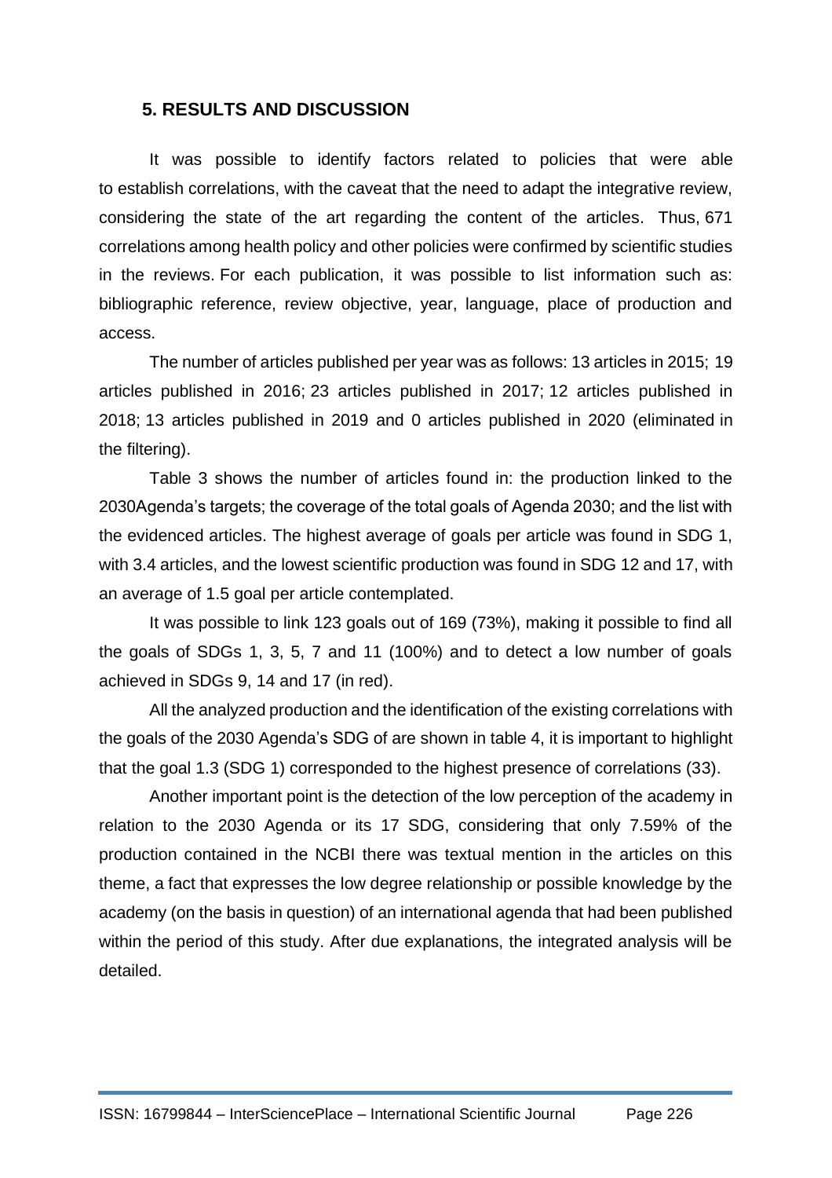## 5. RESULTS AND DISCUSSION

It was possible to identify factors related to policies that were able to establish correlations, with the caveat that the need to adapt the integrative review, considering the state of the art regarding the content of the articles. Thus, 671 correlations among health policy and other policies were confirmed by scientific studies in the reviews. For each publication, it was possible to list information such as: bibliographic reference, review objective, year, language, place of production and access.

The number of articles published per year was as follows: 13 articles in 2015; 19 articles published in 2016; 23 articles published in 2017; 12 articles published in 2018; 13 articles published in 2019 and 0 articles published in 2020 (eliminated in the filtering).

Table 3 shows the number of articles found in: the production linked to the 2030Agenda's targets; the coverage of the total goals of Agenda 2030; and the list with the evidenced articles. The highest average of goals per article was found in SDG 1, with 3.4 articles, and the lowest scientific production was found in SDG 12 and 17, with an average of 1.5 goal per article contemplated.

It was possible to link 123 goals out of 169 (73%), making it possible to find all the goals of SDGs 1, 3, 5, 7 and 11 (100%) and to detect a low number of goals achieved in SDGs 9, 14 and 17 (in red).

All the analyzed production and the identification of the existing correlations with the goals of the 2030 Agenda's SDG of are shown in table 4, it is important to highlight that the goal 1.3 (SDG 1) corresponded to the highest presence of correlations (33).

Another important point is the detection of the low perception of the academy in relation to the 2030 Agenda or its 17 SDG, considering that only 7.59% of the production contained in the NCBI there was textual mention in the articles on this theme, a fact that expresses the low degree relationship or possible knowledge by the academy (on the basis in question) of an international agenda that had been published within the period of this study. After due explanations, the integrated analysis will be detailed.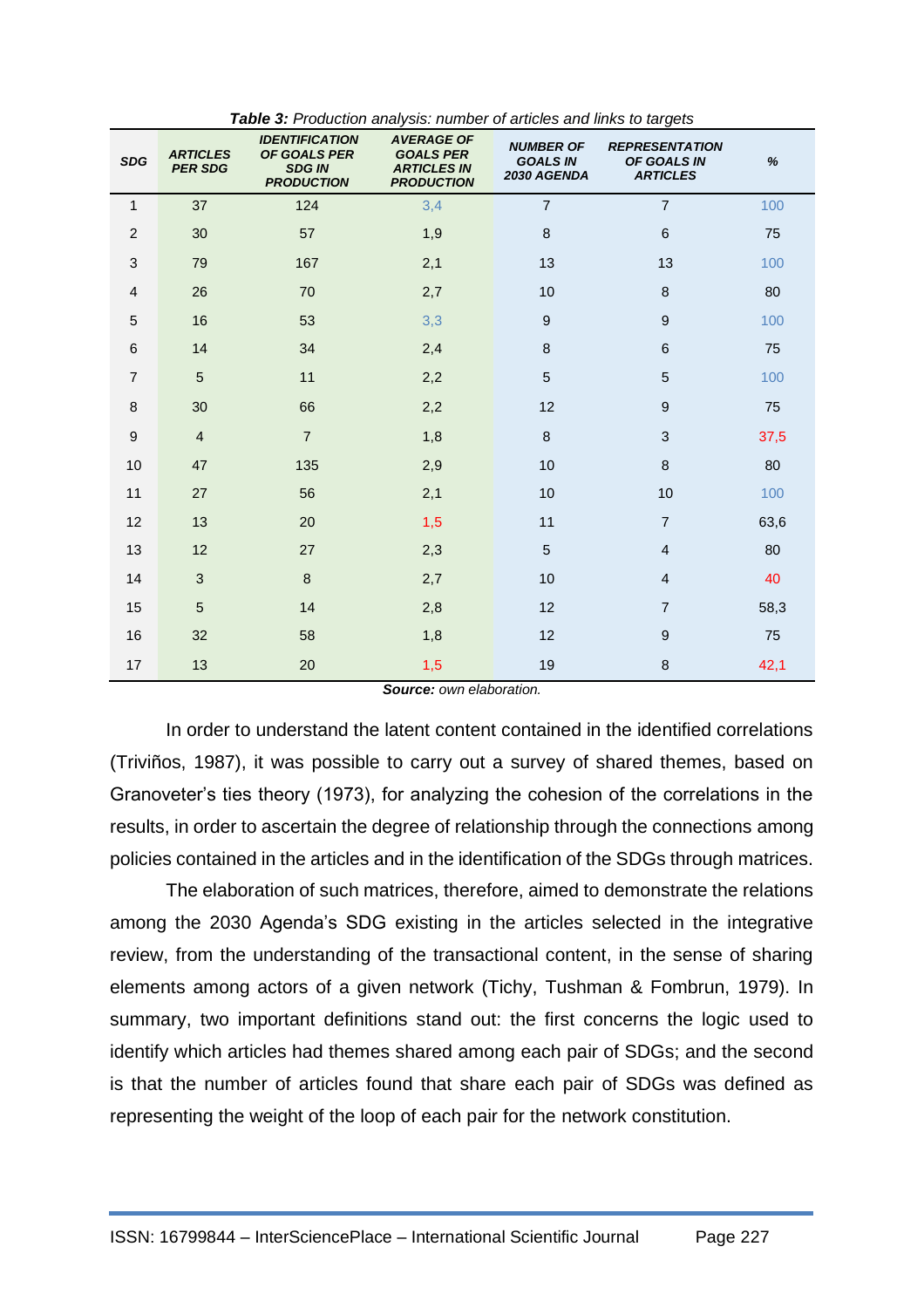**Table 3:** *Production analysis: number of articles and links to targets*

| SDG | ARTICLES PER SDG | IDENTIFICATION OF GOALS PER SDG IN PRODUCTION | AVERAGE OF GOALS PER ARTICLES IN PRODUCTION | NUMBER OF GOALS IN 2030 AGENDA | REPRESENTATION OF GOALS IN ARTICLES | % |
|---|---|---|---|---|---|---|
| 1 | 37 | 124 | 3,4 | 7 | 7 | 100 |
| 2 | 30 | 57 | 1,9 | 8 | 6 | 75 |
| 3 | 79 | 167 | 2,1 | 13 | 13 | 100 |
| 4 | 26 | 70 | 2,7 | 10 | 8 | 80 |
| 5 | 16 | 53 | 3,3 | 9 | 9 | 100 |
| 6 | 14 | 34 | 2,4 | 8 | 6 | 75 |
| 7 | 5 | 11 | 2,2 | 5 | 5 | 100 |
| 8 | 30 | 66 | 2,2 | 12 | 9 | 75 |
| 9 | 4 | 7 | 1,8 | 8 | 3 | 37,5 |
| 10 | 47 | 135 | 2,9 | 10 | 8 | 80 |
| 11 | 27 | 56 | 2,1 | 10 | 10 | 100 |
| 12 | 13 | 20 | 1,5 | 11 | 7 | 63,6 |
| 13 | 12 | 27 | 2,3 | 5 | 4 | 80 |
| 14 | 3 | 8 | 2,7 | 10 | 4 | 40 |
| 15 | 5 | 14 | 2,8 | 12 | 7 | 58,3 |
| 16 | 32 | 58 | 1,8 | 12 | 9 | 75 |
| 17 | 13 | 20 | 1,5 | 19 | 8 | 42,1 |

**Source:** *own elaboration.*

In order to understand the latent content contained in the identified correlations (Triviños, 1987), it was possible to carry out a survey of shared themes, based on Granoveter's ties theory (1973), for analyzing the cohesion of the correlations in the results, in order to ascertain the degree of relationship through the connections among policies contained in the articles and in the identification of the SDGs through matrices.

The elaboration of such matrices, therefore, aimed to demonstrate the relations among the 2030 Agenda's SDG existing in the articles selected in the integrative review, from the understanding of the transactional content, in the sense of sharing elements among actors of a given network (Tichy, Tushman & Fombrun, 1979). In summary, two important definitions stand out: the first concerns the logic used to identify which articles had themes shared among each pair of SDGs; and the second is that the number of articles found that share each pair of SDGs was defined as representing the weight of the loop of each pair for the network constitution.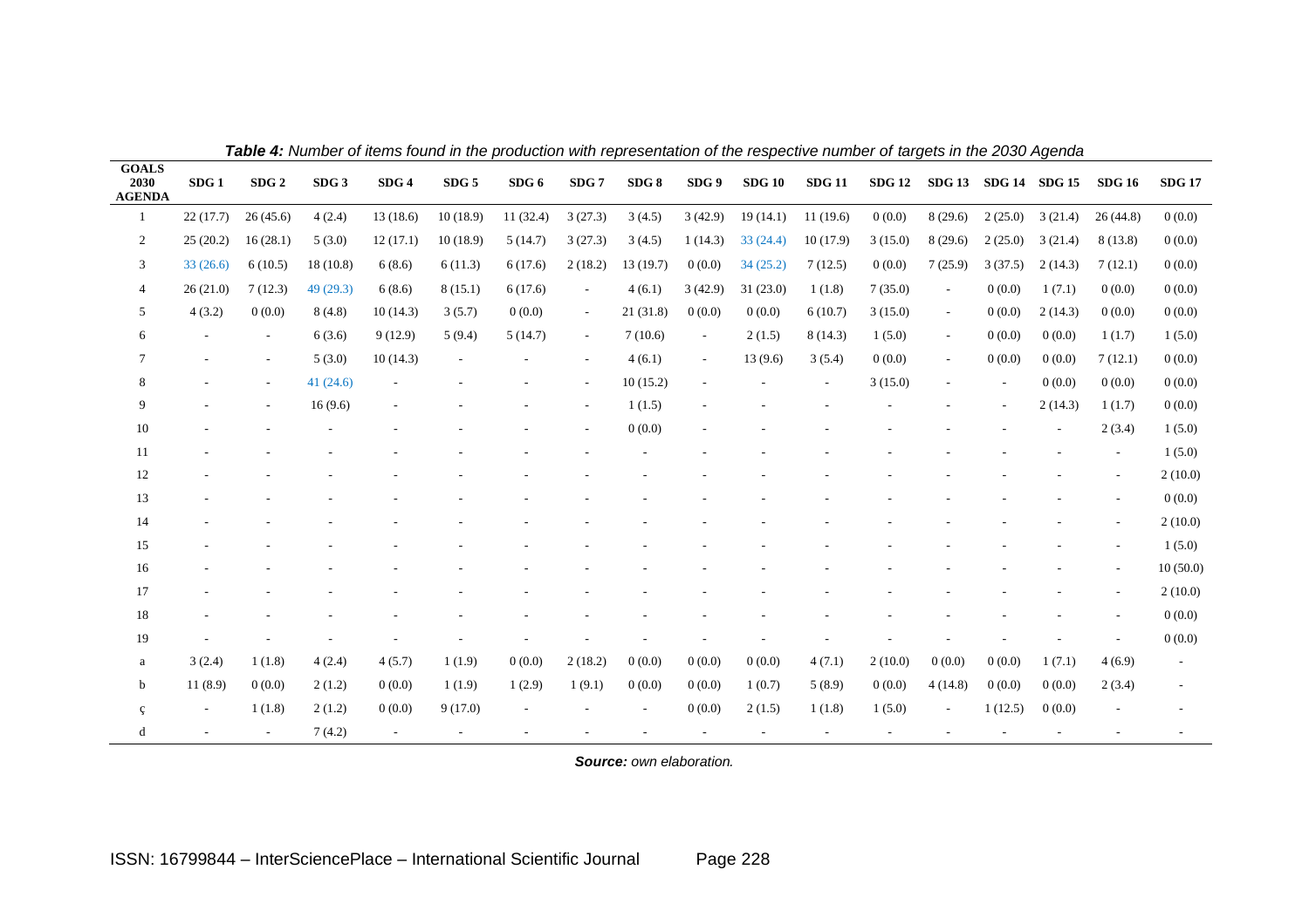***Table 4:*** *Number of items found in the production with representation of the respective number of targets in the 2030 Agenda*

| GOALS 2030 AGENDA | SDG 1 | SDG 2 | SDG 3 | SDG 4 | SDG 5 | SDG 6 | SDG 7 | SDG 8 | SDG 9 | SDG 10 | SDG 11 | SDG 12 | SDG 13 | SDG 14 | SDG 15 | SDG 16 | SDG 17 |
|---|---|---|---|---|---|---|---|---|---|---|---|---|---|---|---|---|---|
| 1 | 22 (17.7) | 26 (45.6) | 4 (2.4) | 13 (18.6) | 10 (18.9) | 11 (32.4) | 3 (27.3) | 3 (4.5) | 3 (42.9) | 19 (14.1) | 11 (19.6) | 0 (0.0) | 8 (29.6) | 2 (25.0) | 3 (21.4) | 26 (44.8) | 0 (0.0) |
| 2 | 25 (20.2) | 16 (28.1) | 5 (3.0) | 12 (17.1) | 10 (18.9) | 5 (14.7) | 3 (27.3) | 3 (4.5) | 1 (14.3) | 33 (24.4) | 10 (17.9) | 3 (15.0) | 8 (29.6) | 2 (25.0) | 3 (21.4) | 8 (13.8) | 0 (0.0) |
| 3 | 33 (26.6) | 6 (10.5) | 18 (10.8) | 6 (8.6) | 6 (11.3) | 6 (17.6) | 2 (18.2) | 13 (19.7) | 0 (0.0) | 34 (25.2) | 7 (12.5) | 0 (0.0) | 7 (25.9) | 3 (37.5) | 2 (14.3) | 7 (12.1) | 0 (0.0) |
| 4 | 26 (21.0) | 7 (12.3) | 49 (29.3) | 6 (8.6) | 8 (15.1) | 6 (17.6) | - | 4 (6.1) | 3 (42.9) | 31 (23.0) | 1 (1.8) | 7 (35.0) | - | 0 (0.0) | 1 (7.1) | 0 (0.0) | 0 (0.0) |
| 5 | 4 (3.2) | 0 (0.0) | 8 (4.8) | 10 (14.3) | 3 (5.7) | 0 (0.0) | - | 21 (31.8) | 0 (0.0) | 0 (0.0) | 6 (10.7) | 3 (15.0) | - | 0 (0.0) | 2 (14.3) | 0 (0.0) | 0 (0.0) |
| 6 | - | - | 6 (3.6) | 9 (12.9) | 5 (9.4) | 5 (14.7) | - | 7 (10.6) | - | 2 (1.5) | 8 (14.3) | 1 (5.0) | - | 0 (0.0) | 0 (0.0) | 1 (1.7) | 1 (5.0) |
| 7 | - | - | 5 (3.0) | 10 (14.3) | - | - | - | 4 (6.1) | - | 13 (9.6) | 3 (5.4) | 0 (0.0) | - | 0 (0.0) | 0 (0.0) | 7 (12.1) | 0 (0.0) |
| 8 | - | - | 41 (24.6) | - | - | - | - | 10 (15.2) | - | - | - | 3 (15.0) | - | - | 0 (0.0) | 0 (0.0) | 0 (0.0) |
| 9 | - | - | 16 (9.6) | - | - | - | - | 1 (1.5) | - | - | - | - | - | - | 2 (14.3) | 1 (1.7) | 0 (0.0) |
| 10 | - | - | - | - | - | - | - | 0 (0.0) | - | - | - | - | - | - | - | 2 (3.4) | 1 (5.0) |
| 11 | - | - | - | - | - | - | - | - | - | - | - | - | - | - | - | - | 1 (5.0) |
| 12 | - | - | - | - | - | - | - | - | - | - | - | - | - | - | - | - | 2 (10.0) |
| 13 | - | - | - | - | - | - | - | - | - | - | - | - | - | - | - | - | 0 (0.0) |
| 14 | - | - | - | - | - | - | - | - | - | - | - | - | - | - | - | - | 2 (10.0) |
| 15 | - | - | - | - | - | - | - | - | - | - | - | - | - | - | - | - | 1 (5.0) |
| 16 | - | - | - | - | - | - | - | - | - | - | - | - | - | - | - | - | 10 (50.0) |
| 17 | - | - | - | - | - | - | - | - | - | - | - | - | - | - | - | - | 2 (10.0) |
| 18 | - | - | - | - | - | - | - | - | - | - | - | - | - | - | - | - | 0 (0.0) |
| 19 | - | - | - | - | - | - | - | - | - | - | - | - | - | - | - | - | 0 (0.0) |
| a | 3 (2.4) | 1 (1.8) | 4 (2.4) | 4 (5.7) | 1 (1.9) | 0 (0.0) | 2 (18.2) | 0 (0.0) | 0 (0.0) | 0 (0.0) | 4 (7.1) | 2 (10.0) | 0 (0.0) | 0 (0.0) | 1 (7.1) | 4 (6.9) | - |
| b | 11 (8.9) | 0 (0.0) | 2 (1.2) | 0 (0.0) | 1 (1.9) | 1 (2.9) | 1 (9.1) | 0 (0.0) | 0 (0.0) | 1 (0.7) | 5 (8.9) | 0 (0.0) | 4 (14.8) | 0 (0.0) | 0 (0.0) | 2 (3.4) | - |
| ç | - | 1 (1.8) | 2 (1.2) | 0 (0.0) | 9 (17.0) | - | - | - | 0 (0.0) | 2 (1.5) | 1 (1.8) | 1 (5.0) | - | 1 (12.5) | 0 (0.0) | - | - |
| d | - | - | 7 (4.2) | - | - | - | - | - | - | - | - | - | - | - | - | - | - |

***Source:*** *own elaboration.*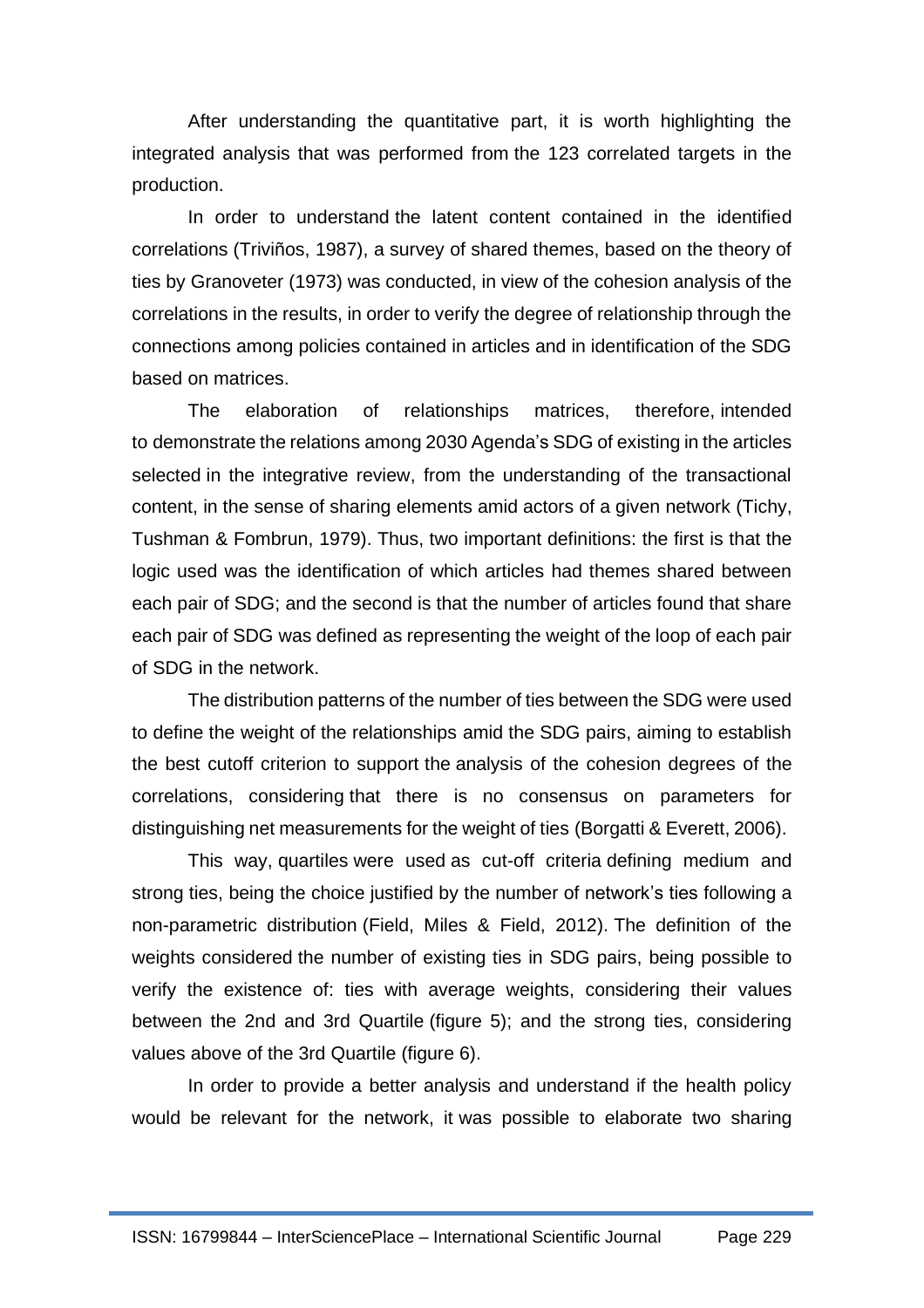After understanding the quantitative part, it is worth highlighting the integrated analysis that was performed from the 123 correlated targets in the production.

In order to understand the latent content contained in the identified correlations (Triviños, 1987), a survey of shared themes, based on the theory of ties by Granoveter (1973) was conducted, in view of the cohesion analysis of the correlations in the results, in order to verify the degree of relationship through the connections among policies contained in articles and in identification of the SDG based on matrices.

The elaboration of relationships matrices, therefore, intended to demonstrate the relations among 2030 Agenda's SDG of existing in the articles selected in the integrative review, from the understanding of the transactional content, in the sense of sharing elements amid actors of a given network (Tichy, Tushman & Fombrun, 1979). Thus, two important definitions: the first is that the logic used was the identification of which articles had themes shared between each pair of SDG; and the second is that the number of articles found that share each pair of SDG was defined as representing the weight of the loop of each pair of SDG in the network.

The distribution patterns of the number of ties between the SDG were used to define the weight of the relationships amid the SDG pairs, aiming to establish the best cutoff criterion to support the analysis of the cohesion degrees of the correlations, considering that there is no consensus on parameters for distinguishing net measurements for the weight of ties (Borgatti & Everett, 2006).

This way, quartiles were used as cut-off criteria defining medium and strong ties, being the choice justified by the number of network's ties following a non-parametric distribution (Field, Miles & Field, 2012). The definition of the weights considered the number of existing ties in SDG pairs, being possible to verify the existence of: ties with average weights, considering their values between the 2nd and 3rd Quartile (figure 5); and the strong ties, considering values above of the 3rd Quartile (figure 6).

In order to provide a better analysis and understand if the health policy would be relevant for the network, it was possible to elaborate two sharing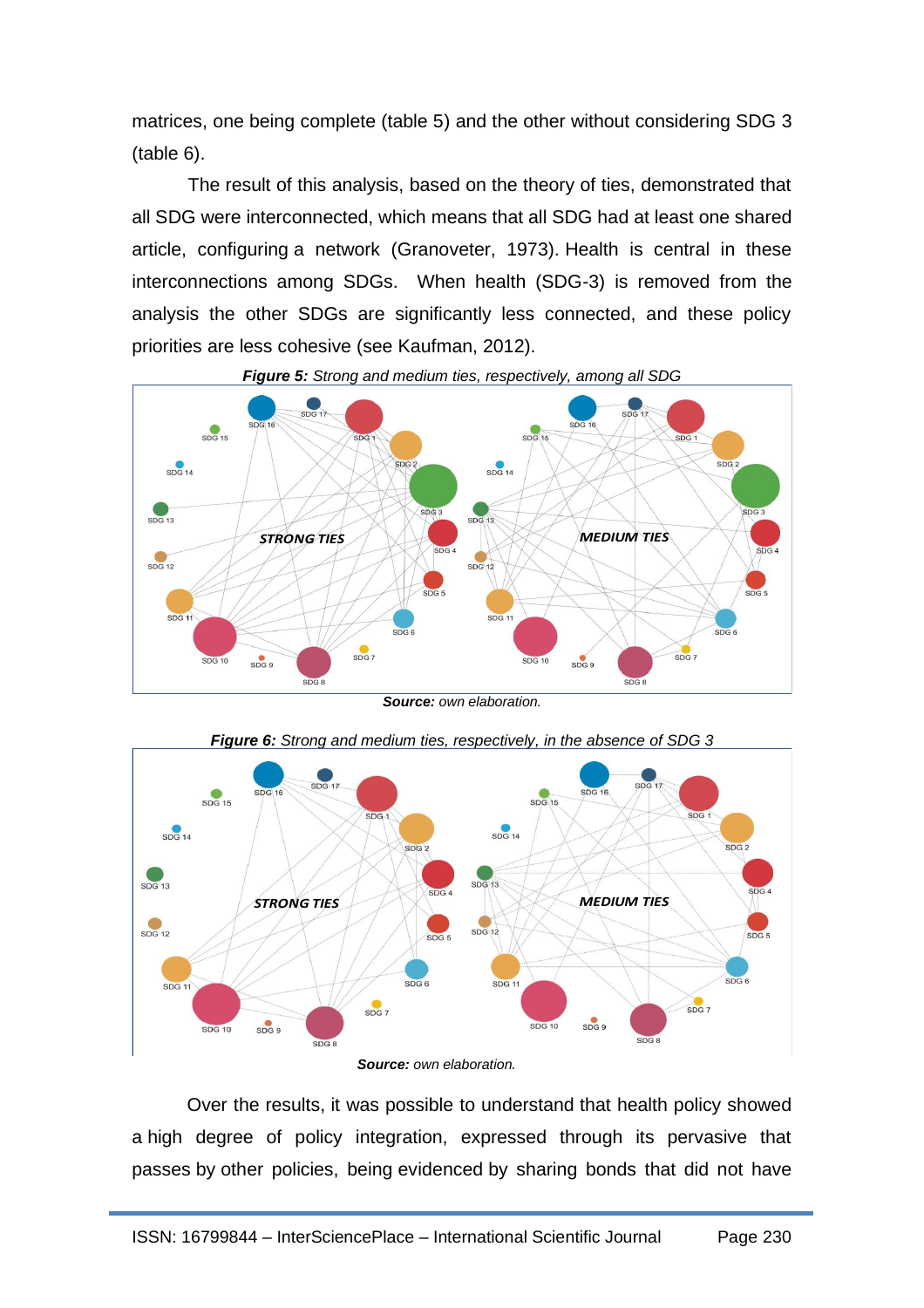matrices, one being complete (table 5) and the other without considering SDG 3 (table 6).

The result of this analysis, based on the theory of ties, demonstrated that all SDG were interconnected, which means that all SDG had at least one shared article, configuring a network (Granoveter, 1973). Health is central in these interconnections among SDGs. When health (SDG-3) is removed from the analysis the other SDGs are significantly less connected, and these policy priorities are less cohesive (see Kaufman, 2012).

***Figure 5:*** *Strong and medium ties, respectively, among all SDG*

***Source:*** *own elaboration.*

***Figure 6:*** *Strong and medium ties, respectively, in the absence of SDG 3*

***Source:*** *own elaboration.*

Over the results, it was possible to understand that health policy showed a high degree of policy integration, expressed through its pervasive that passes by other policies, being evidenced by sharing bonds that did not have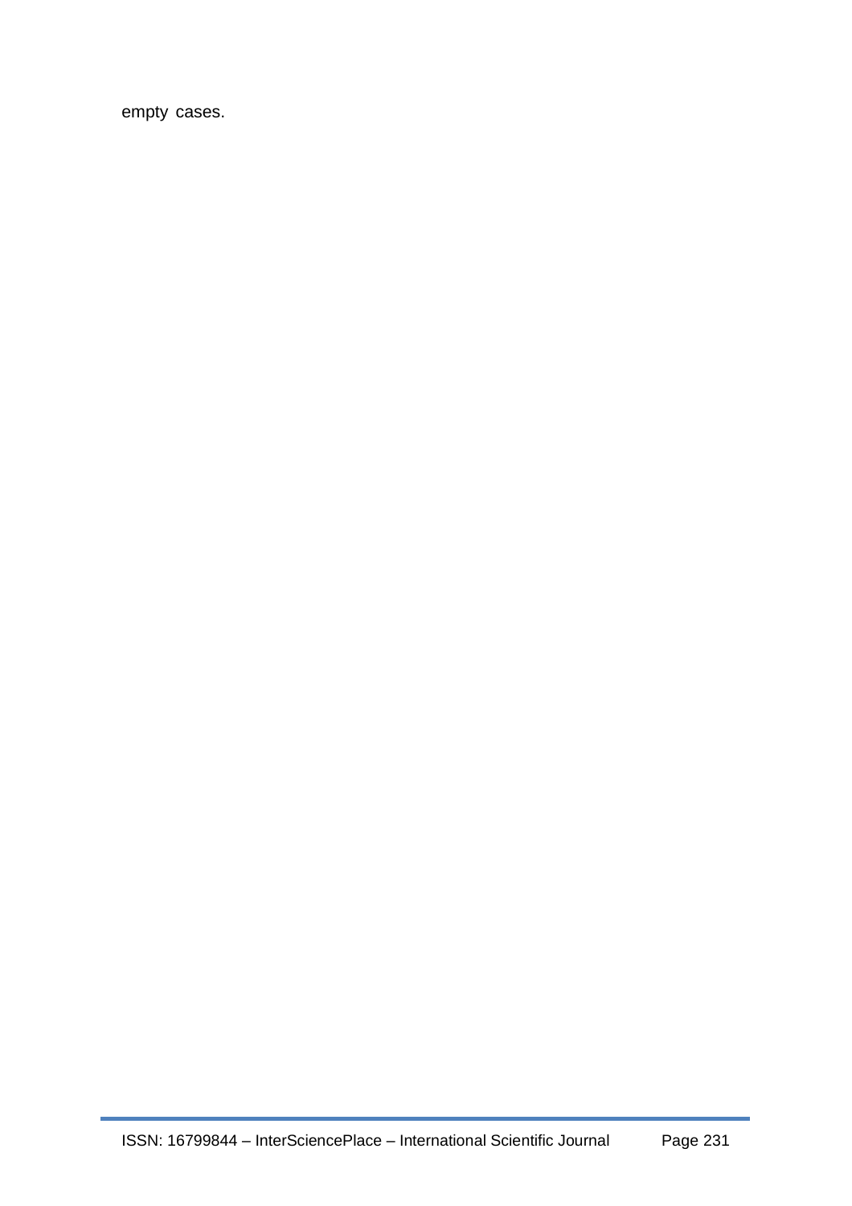empty cases.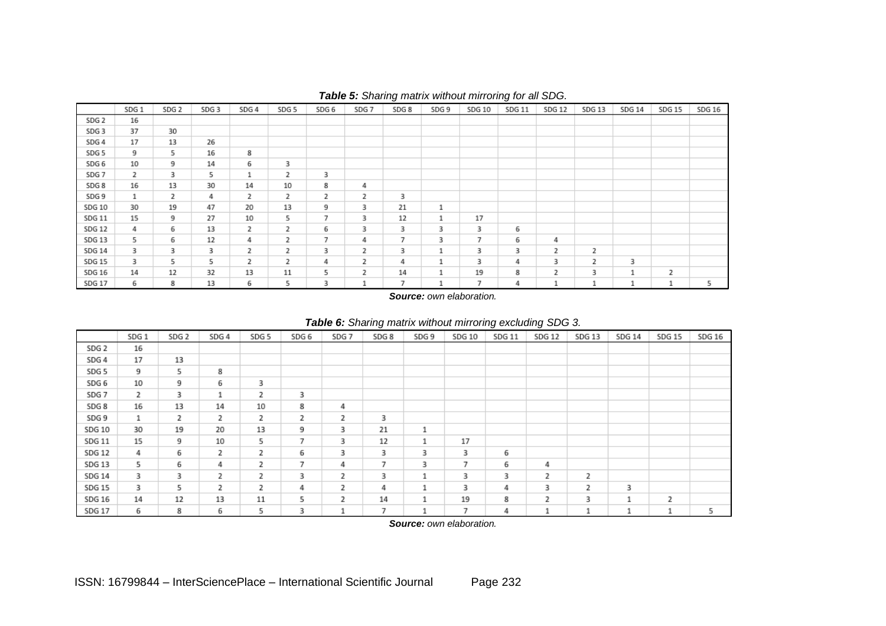***Table 5:** Sharing matrix without mirroring for all SDG.*

| | SDG 1 | SDG 2 | SDG 3 | SDG 4 | SDG 5 | SDG 6 | SDG 7 | SDG 8 | SDG 9 | SDG 10 | SDG 11 | SDG 12 | SDG 13 | SDG 14 | SDG 15 | SDG 16 |
|---|---|---|---|---|---|---|---|---|---|---|---|---|---|---|---|---|
| SDG 2 | 16 | | | | | | | | | | | | | | | |
| SDG 3 | 37 | 30 | | | | | | | | | | | | | | |
| SDG 4 | 17 | 13 | 26 | | | | | | | | | | | | | |
| SDG 5 | 9 | 5 | 16 | 8 | | | | | | | | | | | | |
| SDG 6 | 10 | 9 | 14 | 6 | 3 | | | | | | | | | | | |
| SDG 7 | 2 | 3 | 5 | 1 | 2 | 3 | | | | | | | | | | |
| SDG 8 | 16 | 13 | 30 | 14 | 10 | 8 | 4 | | | | | | | | | |
| SDG 9 | 1 | 2 | 4 | 2 | 2 | 2 | 2 | 3 | | | | | | | | |
| SDG 10 | 30 | 19 | 47 | 20 | 13 | 9 | 3 | 21 | 1 | | | | | | | |
| SDG 11 | 15 | 9 | 27 | 10 | 5 | 7 | 3 | 12 | 1 | 17 | | | | | | |
| SDG 12 | 4 | 6 | 13 | 2 | 2 | 6 | 3 | 3 | 3 | 3 | 6 | | | | | |
| SDG 13 | 5 | 6 | 12 | 4 | 2 | 7 | 4 | 7 | 3 | 7 | 6 | 4 | | | | |
| SDG 14 | 3 | 3 | 3 | 2 | 2 | 3 | 2 | 3 | 1 | 3 | 3 | 2 | 2 | | | |
| SDG 15 | 3 | 5 | 5 | 2 | 2 | 4 | 2 | 4 | 1 | 3 | 4 | 3 | 2 | 3 | | |
| SDG 16 | 14 | 12 | 32 | 13 | 11 | 5 | 2 | 14 | 1 | 19 | 8 | 2 | 3 | 1 | 2 | |
| SDG 17 | 6 | 8 | 13 | 6 | 5 | 3 | 1 | 7 | 1 | 7 | 4 | 1 | 1 | 1 | 1 | 5 |

***Source:** own elaboration.*

***Table 6:** Sharing matrix without mirroring excluding SDG 3.*

| | SDG 1 | SDG 2 | SDG 4 | SDG 5 | SDG 6 | SDG 7 | SDG 8 | SDG 9 | SDG 10 | SDG 11 | SDG 12 | SDG 13 | SDG 14 | SDG 15 | SDG 16 |
|---|---|---|---|---|---|---|---|---|---|---|---|---|---|---|---|
| SDG 2 | 16 | | | | | | | | | | | | | | |
| SDG 4 | 17 | 13 | | | | | | | | | | | | | |
| SDG 5 | 9 | 5 | 8 | | | | | | | | | | | | |
| SDG 6 | 10 | 9 | 6 | 3 | | | | | | | | | | | |
| SDG 7 | 2 | 3 | 1 | 2 | 3 | | | | | | | | | | |
| SDG 8 | 16 | 13 | 14 | 10 | 8 | 4 | | | | | | | | | |
| SDG 9 | 1 | 2 | 2 | 2 | 2 | 2 | 3 | | | | | | | | |
| SDG 10 | 30 | 19 | 20 | 13 | 9 | 3 | 21 | 1 | | | | | | | |
| SDG 11 | 15 | 9 | 10 | 5 | 7 | 3 | 12 | 1 | 17 | | | | | | |
| SDG 12 | 4 | 6 | 2 | 2 | 6 | 3 | 3 | 3 | 3 | 6 | | | | | |
| SDG 13 | 5 | 6 | 4 | 2 | 7 | 4 | 7 | 3 | 7 | 6 | 4 | | | | |
| SDG 14 | 3 | 3 | 2 | 2 | 3 | 2 | 3 | 1 | 3 | 3 | 2 | 2 | | | |
| SDG 15 | 3 | 5 | 2 | 2 | 4 | 2 | 4 | 1 | 3 | 4 | 3 | 2 | 3 | | |
| SDG 16 | 14 | 12 | 13 | 11 | 5 | 2 | 14 | 1 | 19 | 8 | 2 | 3 | 1 | 2 | |
| SDG 17 | 6 | 8 | 6 | 5 | 3 | 1 | 7 | 1 | 7 | 4 | 1 | 1 | 1 | 1 | 5 |

***Source:** own elaboration.*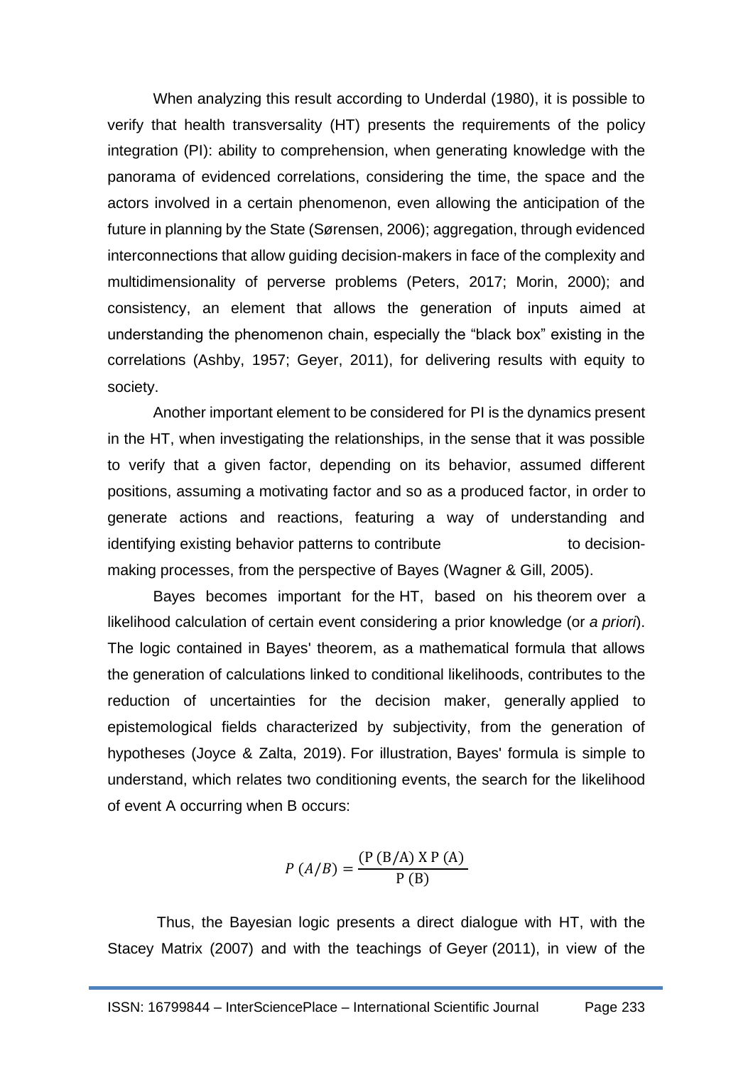When analyzing this result according to Underdal (1980), it is possible to verify that health transversality (HT) presents the requirements of the policy integration (PI): ability to comprehension, when generating knowledge with the panorama of evidenced correlations, considering the time, the space and the actors involved in a certain phenomenon, even allowing the anticipation of the future in planning by the State (Sørensen, 2006); aggregation, through evidenced interconnections that allow guiding decision-makers in face of the complexity and multidimensionality of perverse problems (Peters, 2017; Morin, 2000); and consistency, an element that allows the generation of inputs aimed at understanding the phenomenon chain, especially the "black box" existing in the correlations (Ashby, 1957; Geyer, 2011), for delivering results with equity to society.

Another important element to be considered for PI is the dynamics present in the HT, when investigating the relationships, in the sense that it was possible to verify that a given factor, depending on its behavior, assumed different positions, assuming a motivating factor and so as a produced factor, in order to generate actions and reactions, featuring a way of understanding and identifying existing behavior patterns to contribute to decision-making processes, from the perspective of Bayes (Wagner & Gill, 2005).

Bayes becomes important for the HT, based on his theorem over a likelihood calculation of certain event considering a prior knowledge (or *a priori*). The logic contained in Bayes' theorem, as a mathematical formula that allows the generation of calculations linked to conditional likelihoods, contributes to the reduction of uncertainties for the decision maker, generally applied to epistemological fields characterized by subjectivity, from the generation of hypotheses (Joyce & Zalta, 2019). For illustration, Bayes' formula is simple to understand, which relates two conditioning events, the search for the likelihood of event A occurring when B occurs:

$$P\ (A/B) = \frac{(\mathrm{P\ (B/A)\ X\ P\ (A)}}{\mathrm{P\ (B)}}$$

Thus, the Bayesian logic presents a direct dialogue with HT, with the Stacey Matrix (2007) and with the teachings of Geyer (2011), in view of the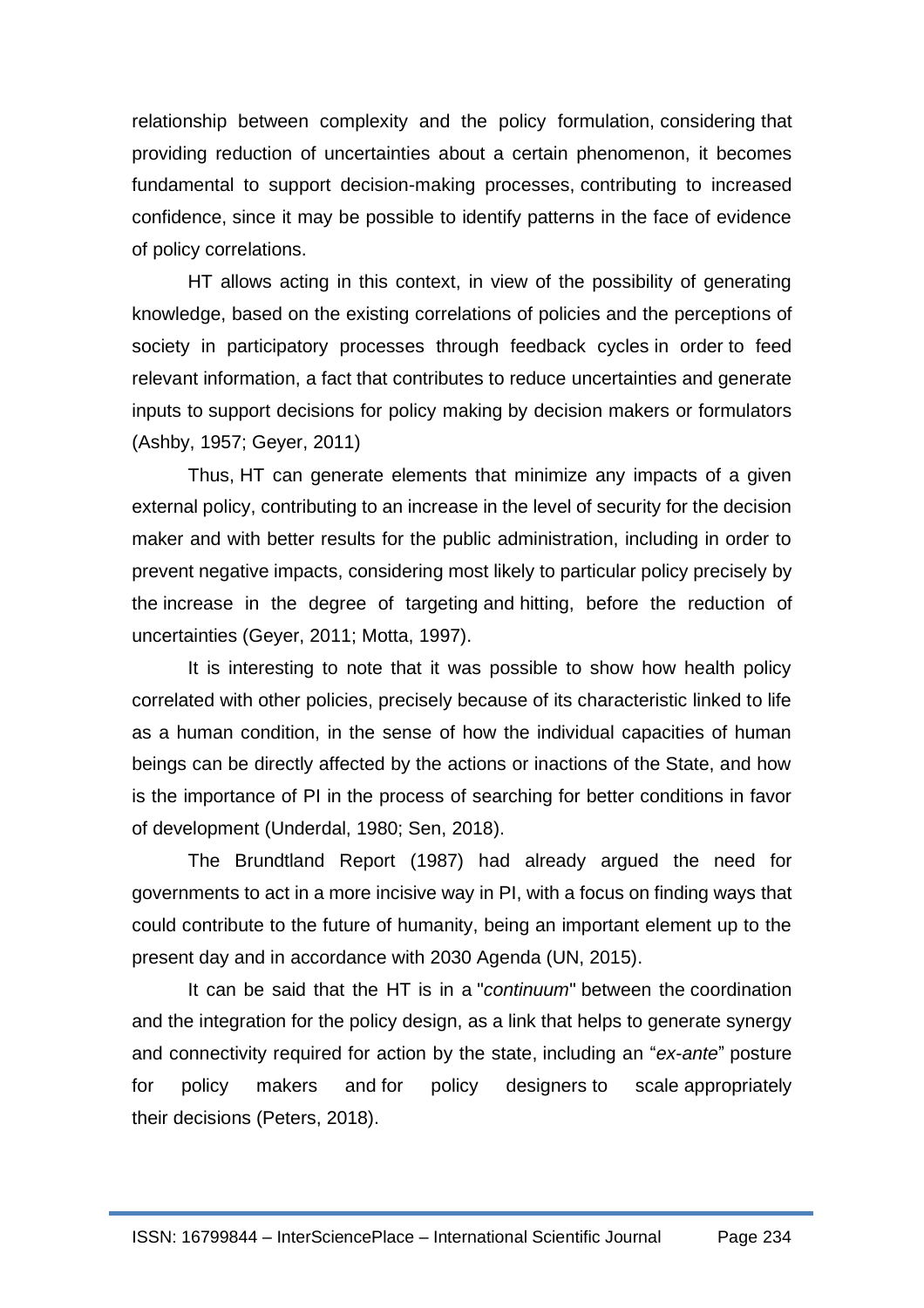relationship between complexity and the policy formulation, considering that providing reduction of uncertainties about a certain phenomenon, it becomes fundamental to support decision-making processes, contributing to increased confidence, since it may be possible to identify patterns in the face of evidence of policy correlations.

HT allows acting in this context, in view of the possibility of generating knowledge, based on the existing correlations of policies and the perceptions of society in participatory processes through feedback cycles in order to feed relevant information, a fact that contributes to reduce uncertainties and generate inputs to support decisions for policy making by decision makers or formulators (Ashby, 1957; Geyer, 2011)

Thus, HT can generate elements that minimize any impacts of a given external policy, contributing to an increase in the level of security for the decision maker and with better results for the public administration, including in order to prevent negative impacts, considering most likely to particular policy precisely by the increase in the degree of targeting and hitting, before the reduction of uncertainties (Geyer, 2011; Motta, 1997).

It is interesting to note that it was possible to show how health policy correlated with other policies, precisely because of its characteristic linked to life as a human condition, in the sense of how the individual capacities of human beings can be directly affected by the actions or inactions of the State, and how is the importance of PI in the process of searching for better conditions in favor of development (Underdal, 1980; Sen, 2018).

The Brundtland Report (1987) had already argued the need for governments to act in a more incisive way in PI, with a focus on finding ways that could contribute to the future of humanity, being an important element up to the present day and in accordance with 2030 Agenda (UN, 2015).

It can be said that the HT is in a "*continuum*" between the coordination and the integration for the policy design, as a link that helps to generate synergy and connectivity required for action by the state, including an "*ex-ante*" posture for policy makers and for policy designers to scale appropriately their decisions (Peters, 2018).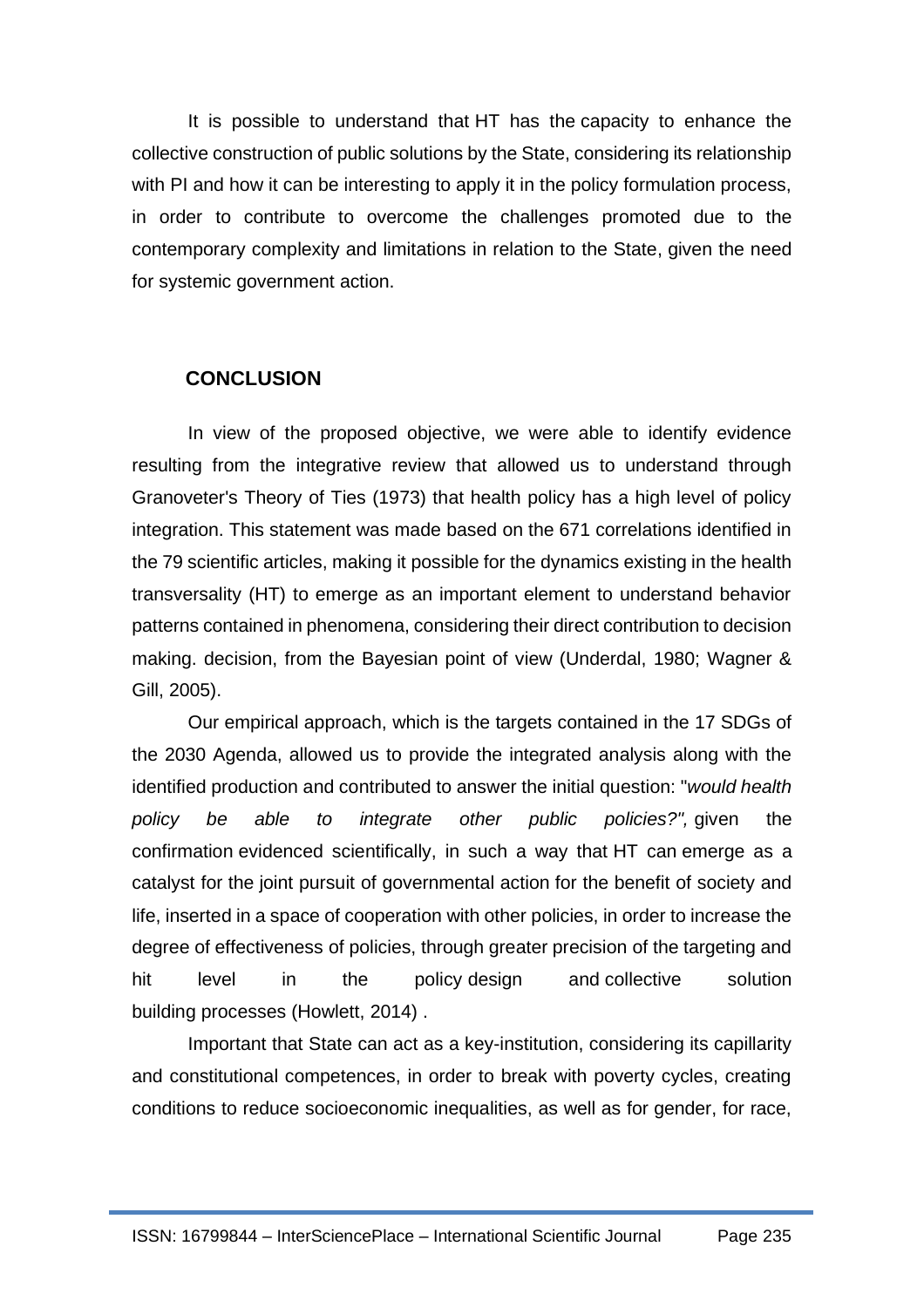It is possible to understand that HT has the capacity to enhance the collective construction of public solutions by the State, considering its relationship with PI and how it can be interesting to apply it in the policy formulation process, in order to contribute to overcome the challenges promoted due to the contemporary complexity and limitations in relation to the State, given the need for systemic government action.

## CONCLUSION

In view of the proposed objective, we were able to identify evidence resulting from the integrative review that allowed us to understand through Granoveter's Theory of Ties (1973) that health policy has a high level of policy integration. This statement was made based on the 671 correlations identified in the 79 scientific articles, making it possible for the dynamics existing in the health transversality (HT) to emerge as an important element to understand behavior patterns contained in phenomena, considering their direct contribution to decision making. decision, from the Bayesian point of view (Underdal, 1980; Wagner & Gill, 2005).

Our empirical approach, which is the targets contained in the 17 SDGs of the 2030 Agenda, allowed us to provide the integrated analysis along with the identified production and contributed to answer the initial question: "*would health policy be able to integrate other public policies?",* given the confirmation evidenced scientifically, in such a way that HT can emerge as a catalyst for the joint pursuit of governmental action for the benefit of society and life, inserted in a space of cooperation with other policies, in order to increase the degree of effectiveness of policies, through greater precision of the targeting and hit level in the policy design and collective solution building processes (Howlett, 2014) .

Important that State can act as a key-institution, considering its capillarity and constitutional competences, in order to break with poverty cycles, creating conditions to reduce socioeconomic inequalities, as well as for gender, for race,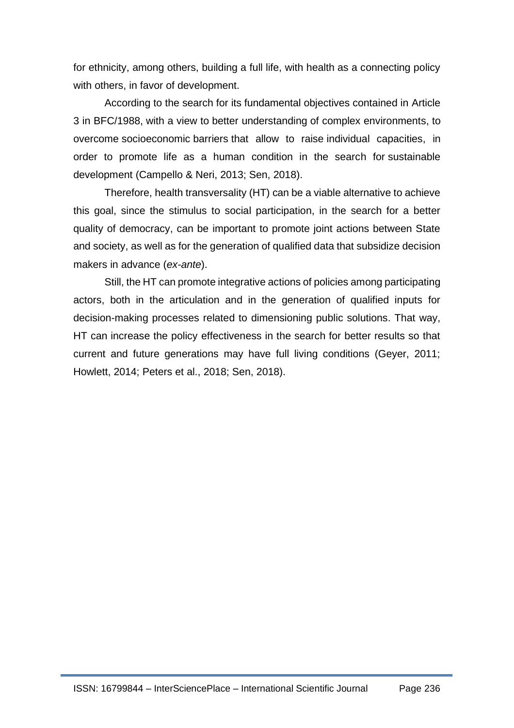for ethnicity, among others, building a full life, with health as a connecting policy with others, in favor of development.

According to the search for its fundamental objectives contained in Article 3 in BFC/1988, with a view to better understanding of complex environments, to overcome socioeconomic barriers that allow to raise individual capacities, in order to promote life as a human condition in the search for sustainable development (Campello & Neri, 2013; Sen, 2018).

Therefore, health transversality (HT) can be a viable alternative to achieve this goal, since the stimulus to social participation, in the search for a better quality of democracy, can be important to promote joint actions between State and society, as well as for the generation of qualified data that subsidize decision makers in advance (*ex-ante*).

Still, the HT can promote integrative actions of policies among participating actors, both in the articulation and in the generation of qualified inputs for decision-making processes related to dimensioning public solutions. That way, HT can increase the policy effectiveness in the search for better results so that current and future generations may have full living conditions (Geyer, 2011; Howlett, 2014; Peters et al., 2018; Sen, 2018).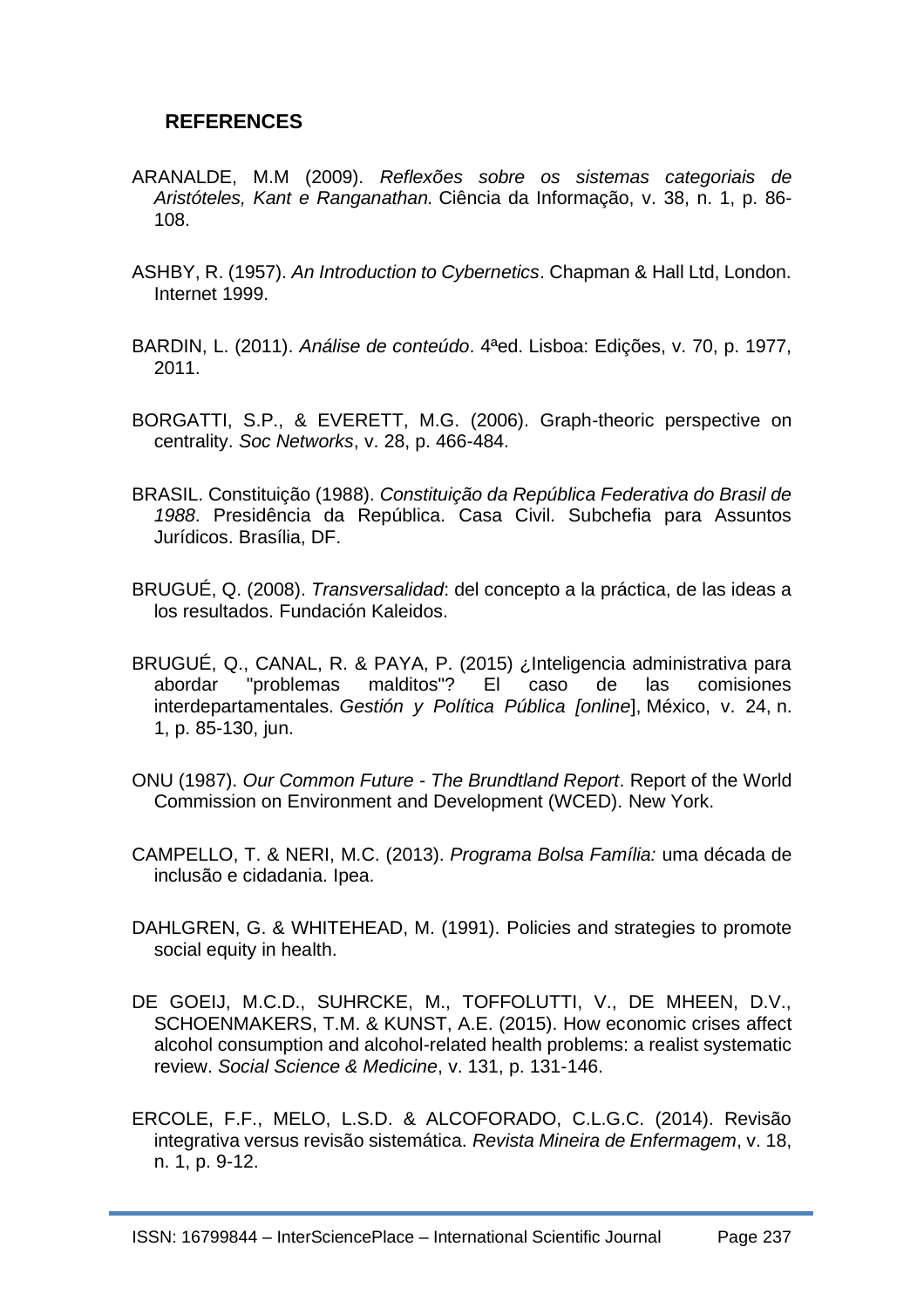## REFERENCES

ARANALDE, M.M (2009). *Reflexões sobre os sistemas categoriais de Aristóteles, Kant e Ranganathan.* Ciência da Informação, v. 38, n. 1, p. 86-108.

ASHBY, R. (1957). *An Introduction to Cybernetics*. Chapman & Hall Ltd, London. Internet 1999.

BARDIN, L. (2011). *Análise de conteúdo*. 4ªed. Lisboa: Edições, v. 70, p. 1977, 2011.

BORGATTI, S.P., & EVERETT, M.G. (2006). Graph-theoric perspective on centrality. *Soc Networks*, v. 28, p. 466-484.

BRASIL. Constituição (1988). *Constituição da República Federativa do Brasil de 1988*. Presidência da República. Casa Civil. Subchefia para Assuntos Jurídicos. Brasília, DF.

BRUGUÉ, Q. (2008). *Transversalidad*: del concepto a la práctica, de las ideas a los resultados. Fundación Kaleidos.

BRUGUÉ, Q., CANAL, R. & PAYA, P. (2015) ¿Inteligencia administrativa para abordar "problemas malditos"? El caso de las comisiones interdepartamentales. *Gestión y Política Pública [online*], México, v. 24, n. 1, p. 85-130, jun.

ONU (1987). *Our Common Future - The Brundtland Report*. Report of the World Commission on Environment and Development (WCED). New York.

CAMPELLO, T. & NERI, M.C. (2013). *Programa Bolsa Família:* uma década de inclusão e cidadania. Ipea.

DAHLGREN, G. & WHITEHEAD, M. (1991). Policies and strategies to promote social equity in health.

DE GOEIJ, M.C.D., SUHRCKE, M., TOFFOLUTTI, V., DE MHEEN, D.V., SCHOENMAKERS, T.M. & KUNST, A.E. (2015). How economic crises affect alcohol consumption and alcohol-related health problems: a realist systematic review. *Social Science & Medicine*, v. 131, p. 131-146.

ERCOLE, F.F., MELO, L.S.D. & ALCOFORADO, C.L.G.C. (2014). Revisão integrativa versus revisão sistemática. *Revista Mineira de Enfermagem*, v. 18, n. 1, p. 9-12.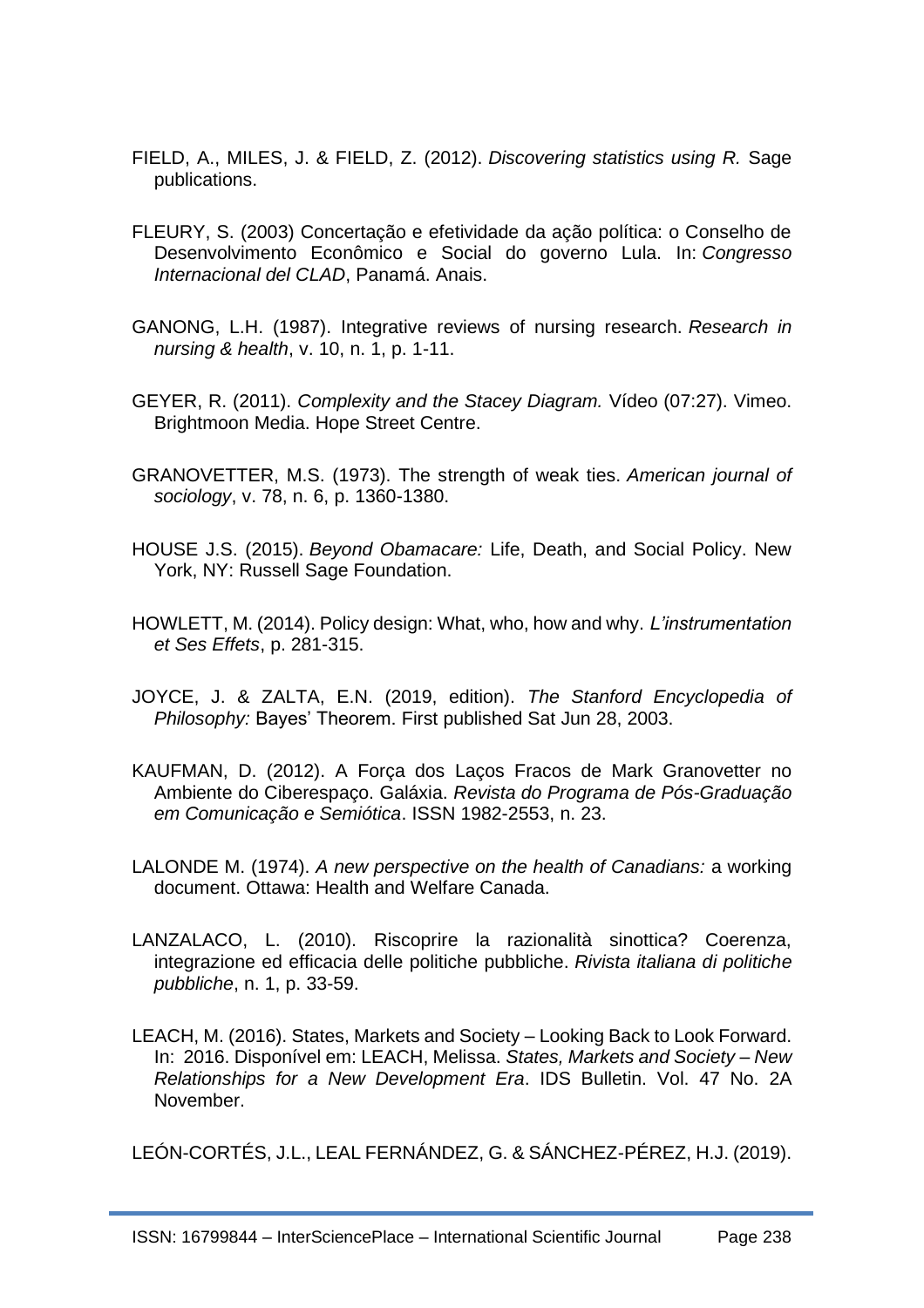FIELD, A., MILES, J. & FIELD, Z. (2012). *Discovering statistics using R.* Sage publications.

FLEURY, S. (2003) Concertação e efetividade da ação política: o Conselho de Desenvolvimento Econômico e Social do governo Lula. In: *Congresso Internacional del CLAD*, Panamá. Anais.

GANONG, L.H. (1987). Integrative reviews of nursing research. *Research in nursing & health*, v. 10, n. 1, p. 1-11.

GEYER, R. (2011). *Complexity and the Stacey Diagram.* Vídeo (07:27). Vimeo. Brightmoon Media. Hope Street Centre.

GRANOVETTER, M.S. (1973). The strength of weak ties. *American journal of sociology*, v. 78, n. 6, p. 1360-1380.

HOUSE J.S. (2015). *Beyond Obamacare:* Life, Death, and Social Policy. New York, NY: Russell Sage Foundation.

HOWLETT, M. (2014). Policy design: What, who, how and why. *L'instrumentation et Ses Effets*, p. 281-315.

JOYCE, J. & ZALTA, E.N. (2019, edition). *The Stanford Encyclopedia of Philosophy:* Bayes' Theorem. First published Sat Jun 28, 2003.

KAUFMAN, D. (2012). A Força dos Laços Fracos de Mark Granovetter no Ambiente do Ciberespaço. Galáxia. *Revista do Programa de Pós-Graduação em Comunicação e Semiótica*. ISSN 1982-2553, n. 23.

LALONDE M. (1974). *A new perspective on the health of Canadians:* a working document. Ottawa: Health and Welfare Canada.

LANZALACO, L. (2010). Riscoprire la razionalità sinottica? Coerenza, integrazione ed efficacia delle politiche pubbliche. *Rivista italiana di politiche pubbliche*, n. 1, p. 33-59.

LEACH, M. (2016). States, Markets and Society – Looking Back to Look Forward. In: 2016. Disponível em: LEACH, Melissa. *States, Markets and Society – New Relationships for a New Development Era*. IDS Bulletin. Vol. 47 No. 2A November.

LEÓN-CORTÉS, J.L., LEAL FERNÁNDEZ, G. & SÁNCHEZ-PÉREZ, H.J. (2019).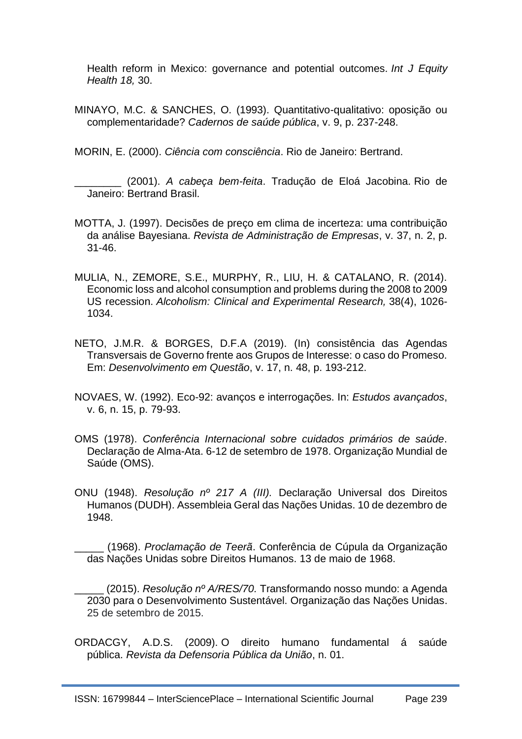Health reform in Mexico: governance and potential outcomes. *Int J Equity Health 18,* 30.

MINAYO, M.C. & SANCHES, O. (1993). Quantitativo-qualitativo: oposição ou complementaridade? *Cadernos de saúde pública*, v. 9, p. 237-248.

MORIN, E. (2000). *Ciência com consciência*. Rio de Janeiro: Bertrand.

________ (2001). *A cabeça bem-feita*. Tradução de Eloá Jacobina. Rio de Janeiro: Bertrand Brasil.

MOTTA, J. (1997). Decisões de preço em clima de incerteza: uma contribuição da análise Bayesiana. *Revista de Administração de Empresas*, v. 37, n. 2, p. 31-46.

MULIA, N., ZEMORE, S.E., MURPHY, R., LIU, H. & CATALANO, R. (2014). Economic loss and alcohol consumption and problems during the 2008 to 2009 US recession. *Alcoholism: Clinical and Experimental Research,* 38(4), 1026-1034.

NETO, J.M.R. & BORGES, D.F.A (2019). (In) consistência das Agendas Transversais de Governo frente aos Grupos de Interesse: o caso do Promeso. Em: *Desenvolvimento em Questão*, v. 17, n. 48, p. 193-212.

NOVAES, W. (1992). Eco-92: avanços e interrogações. In: *Estudos avançados*, v. 6, n. 15, p. 79-93.

OMS (1978). *Conferência Internacional sobre cuidados primários de saúde*. Declaração de Alma-Ata. 6-12 de setembro de 1978. Organização Mundial de Saúde (OMS).

ONU (1948). *Resolução nº 217 A (III).* Declaração Universal dos Direitos Humanos (DUDH). Assembleia Geral das Nações Unidas. 10 de dezembro de 1948.

_____ (1968). *Proclamação de Teerã*. Conferência de Cúpula da Organização das Nações Unidas sobre Direitos Humanos. 13 de maio de 1968.

_____ (2015). *Resolução nº A/RES/70.* Transformando nosso mundo: a Agenda 2030 para o Desenvolvimento Sustentável. Organização das Nações Unidas. 25 de setembro de 2015.

ORDACGY, A.D.S. (2009). O direito humano fundamental á saúde pública. *Revista da Defensoria Pública da União*, n. 01.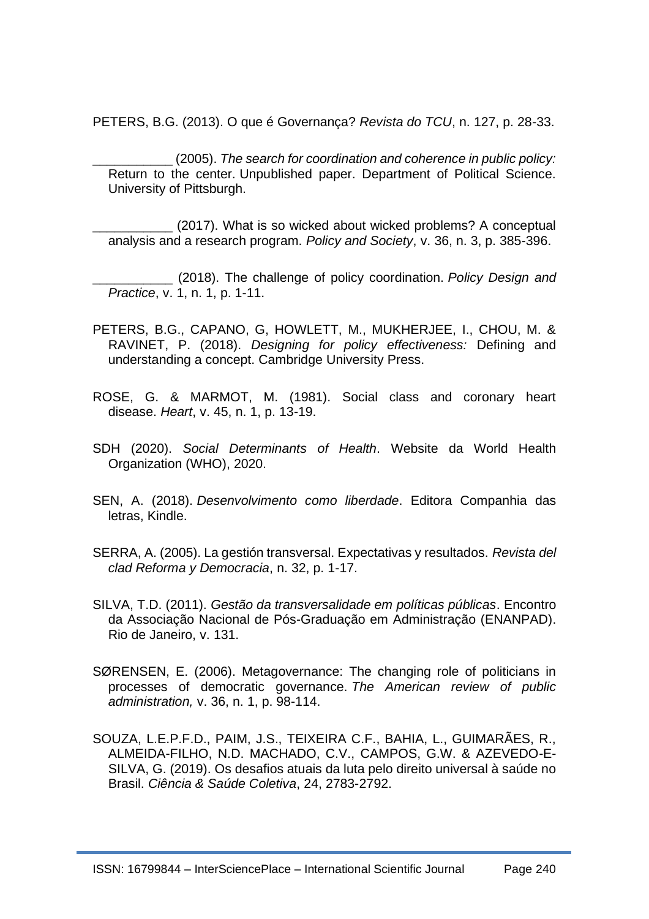PETERS, B.G. (2013). O que é Governança? *Revista do TCU*, n. 127, p. 28-33.

___________ (2005). *The search for coordination and coherence in public policy:* Return to the center. Unpublished paper. Department of Political Science. University of Pittsburgh.

___________ (2017). What is so wicked about wicked problems? A conceptual analysis and a research program. *Policy and Society*, v. 36, n. 3, p. 385-396.

___________ (2018). The challenge of policy coordination. *Policy Design and Practice*, v. 1, n. 1, p. 1-11.

PETERS, B.G., CAPANO, G, HOWLETT, M., MUKHERJEE, I., CHOU, M. & RAVINET, P. (2018). *Designing for policy effectiveness:* Defining and understanding a concept. Cambridge University Press.

ROSE, G. & MARMOT, M. (1981). Social class and coronary heart disease. *Heart*, v. 45, n. 1, p. 13-19.

SDH (2020). *Social Determinants of Health*. Website da World Health Organization (WHO), 2020.

SEN, A. (2018). *Desenvolvimento como liberdade*. Editora Companhia das letras, Kindle.

SERRA, A. (2005). La gestión transversal. Expectativas y resultados. *Revista del clad Reforma y Democracia*, n. 32, p. 1-17.

SILVA, T.D. (2011). *Gestão da transversalidade em políticas públicas*. Encontro da Associação Nacional de Pós-Graduação em Administração (ENANPAD). Rio de Janeiro, v. 131.

SØRENSEN, E. (2006). Metagovernance: The changing role of politicians in processes of democratic governance. *The American review of public administration,* v. 36, n. 1, p. 98-114.

SOUZA, L.E.P.F.D., PAIM, J.S., TEIXEIRA C.F., BAHIA, L., GUIMARÃES, R., ALMEIDA-FILHO, N.D. MACHADO, C.V., CAMPOS, G.W. & AZEVEDO-E-SILVA, G. (2019). Os desafios atuais da luta pelo direito universal à saúde no Brasil. *Ciência & Saúde Coletiva*, 24, 2783-2792.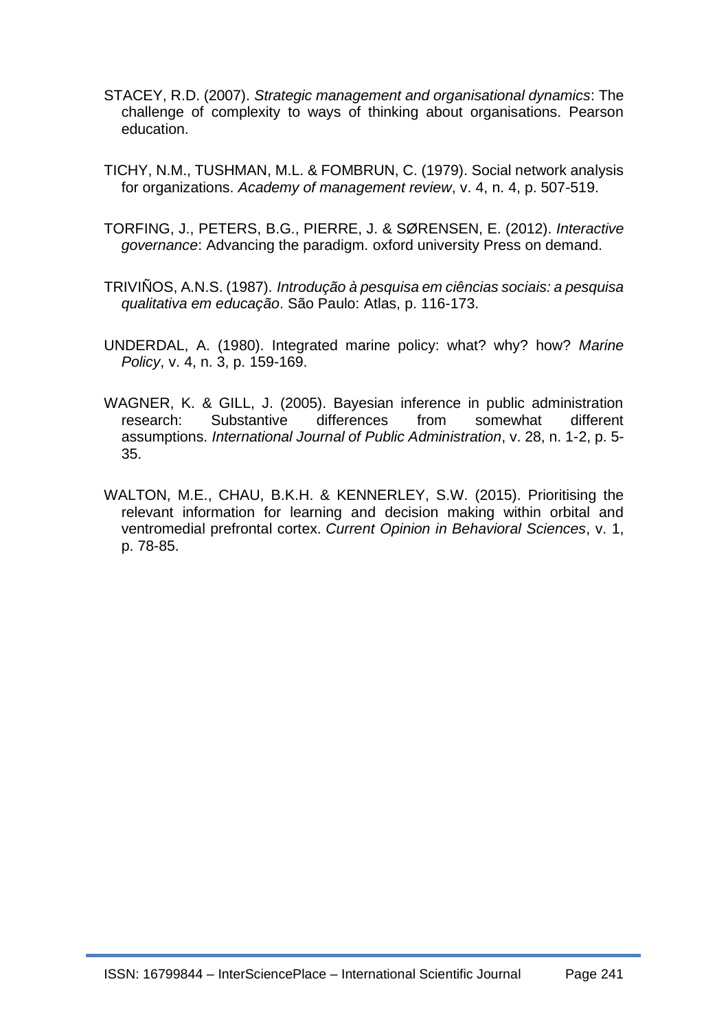STACEY, R.D. (2007). *Strategic management and organisational dynamics*: The challenge of complexity to ways of thinking about organisations. Pearson education.

TICHY, N.M., TUSHMAN, M.L. & FOMBRUN, C. (1979). Social network analysis for organizations. *Academy of management review*, v. 4, n. 4, p. 507-519.

TORFING, J., PETERS, B.G., PIERRE, J. & SØRENSEN, E. (2012). *Interactive governance*: Advancing the paradigm. oxford university Press on demand.

TRIVIÑOS, A.N.S. (1987). *Introdução à pesquisa em ciências sociais: a pesquisa qualitativa em educação*. São Paulo: Atlas, p. 116-173.

UNDERDAL, A. (1980). Integrated marine policy: what? why? how? *Marine Policy*, v. 4, n. 3, p. 159-169.

WAGNER, K. & GILL, J. (2005). Bayesian inference in public administration research: Substantive differences from somewhat different assumptions. *International Journal of Public Administration*, v. 28, n. 1-2, p. 5-35.

WALTON, M.E., CHAU, B.K.H. & KENNERLEY, S.W. (2015). Prioritising the relevant information for learning and decision making within orbital and ventromedial prefrontal cortex. *Current Opinion in Behavioral Sciences*, v. 1, p. 78-85.